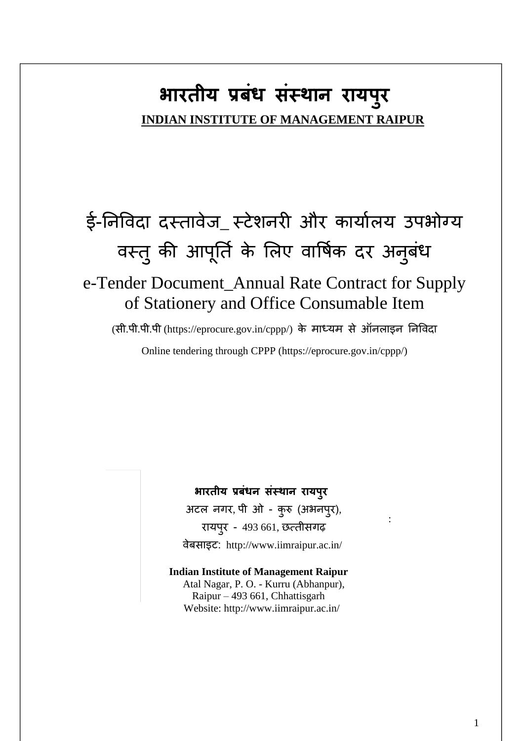# भारतीय प्रबंध संस्थान रायपुर

**INDIAN INSTITUTE OF MANAGEMENT RAIPUR**

## ई-निविदा दस्तावेज_ स्टेशनरी और कार्यालय उपभोग्य वस्तु की आपूर्ति के लिए वार्षिक दर अनुबंध

## e-Tender Document_Annual Rate Contract for Supply of Stationery and Office Consumable Item

(सी.पी.पी.पी (https://eprocure.gov.in/cppp/) के माध्यम से ऑनलाइन निविदा

Online tendering through CPPP (https://eprocure.gov.in/cppp/)

**भारतीय प्रबंधन संस्थान रायपुर**
अटल नगर, पी ओ - कुरु (अभनपुर),
रायपुर - 493 661, छत्तीसगढ़
वेबसाइट: http://www.iimraipur.ac.in/

**Indian Institute of Management Raipur**
Atal Nagar, P. O. - Kurru (Abhanpur),
Raipur – 493 661, Chhattisgarh
Website: http://www.iimraipur.ac.in/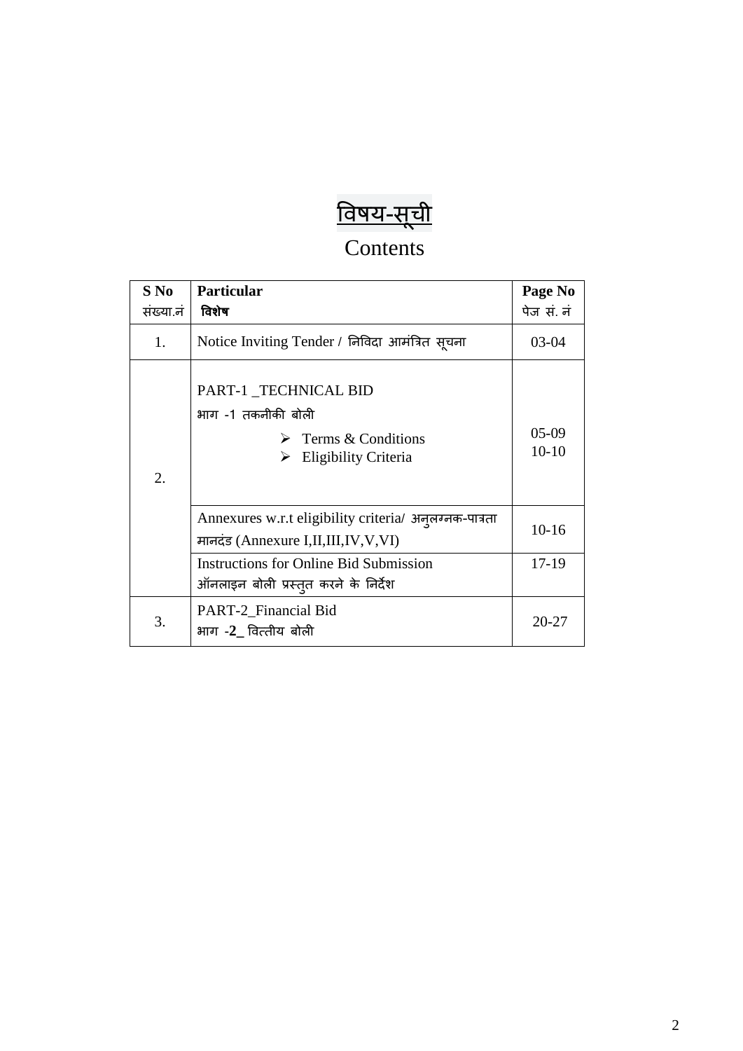# विषय-सूची

## Contents

| **S No** संख्या.नं | **Particular** **विशेष** | **Page No** पेज सं. नं |
|---|---|---|
| 1. | Notice Inviting Tender / निविदा आमंत्रित सूचना | 03-04 |
| 2. | PART-1 _TECHNICAL BID<br>भाग -1 तकनीकी बोली<br>➢ Terms & Conditions<br>➢ Eligibility Criteria | 05-09<br>10-10 |
| | Annexures w.r.t eligibility criteria/ अनुलग्नक-पात्रता मानदंड (Annexure I,II,III,IV,V,VI) | 10-16 |
| | Instructions for Online Bid Submission<br>ऑनलाइन बोली प्रस्तुत करने के निर्देश | 17-19 |
| 3. | PART-2_Financial Bid<br>भाग -**2**_ वित्तीय बोली | 20-27 |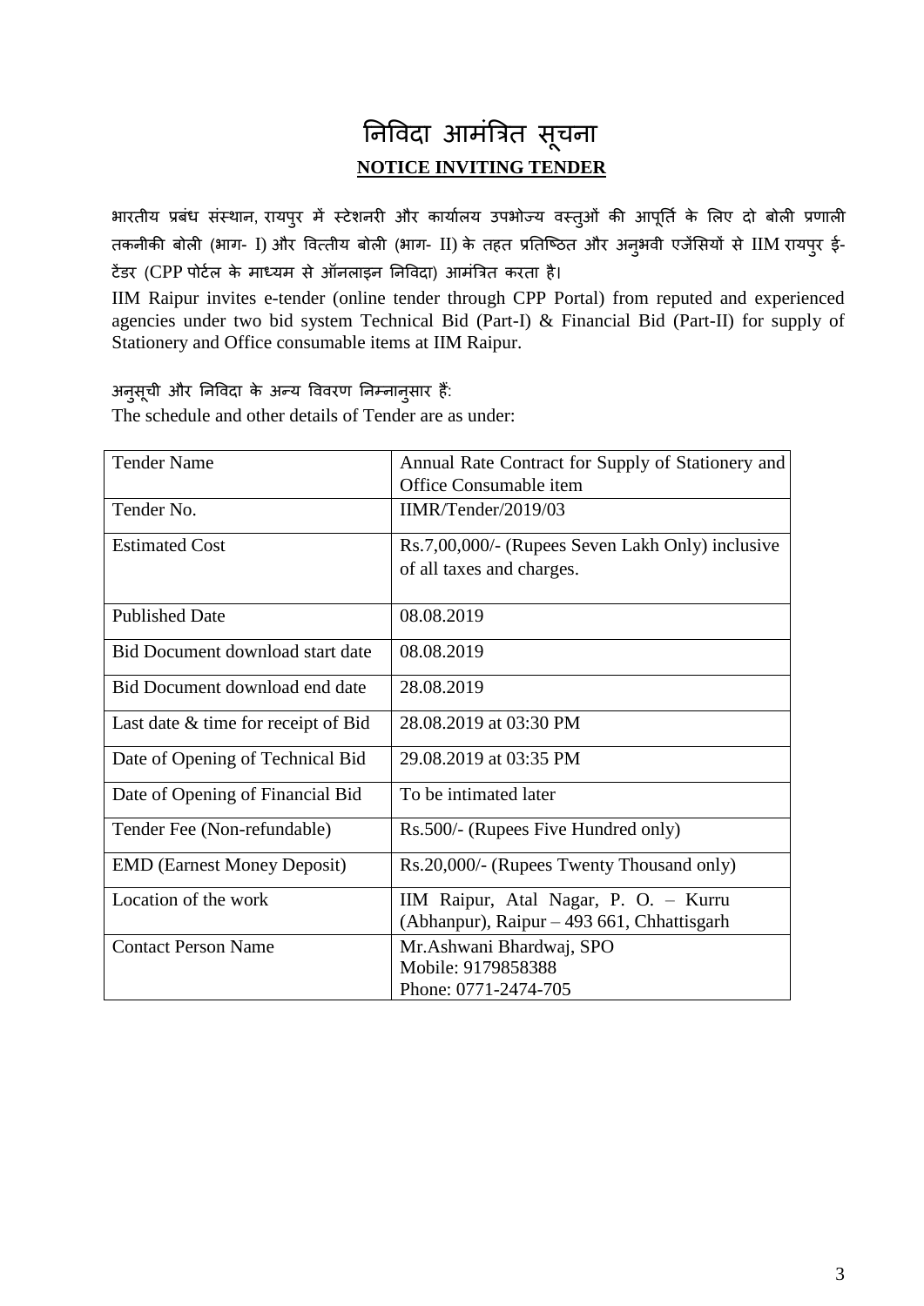# निविदा आमंत्रित सूचना

## NOTICE INVITING TENDER

भारतीय प्रबंध संस्थान, रायपुर में स्टेशनरी और कार्यालय उपभोज्य वस्तुओं की आपूर्ति के लिए दो बोली प्रणाली तकनीकी बोली (भाग- I) और वित्तीय बोली (भाग- II) के तहत प्रतिष्ठित और अनुभवी एजेंसियों से IIM रायपुर ई-टेंडर (CPP पोर्टल के माध्यम से ऑनलाइन निविदा) आमंत्रित करता है।

IIM Raipur invites e-tender (online tender through CPP Portal) from reputed and experienced agencies under two bid system Technical Bid (Part-I) & Financial Bid (Part-II) for supply of Stationery and Office consumable items at IIM Raipur.

अनुसूची और निविदा के अन्य विवरण निम्नानुसार हैं:

The schedule and other details of Tender are as under:

| Tender Name | Annual Rate Contract for Supply of Stationery and Office Consumable item |
|---|---|
| Tender No. | IIMR/Tender/2019/03 |
| Estimated Cost | Rs.7,00,000/- (Rupees Seven Lakh Only) inclusive of all taxes and charges. |
| Published Date | 08.08.2019 |
| Bid Document download start date | 08.08.2019 |
| Bid Document download end date | 28.08.2019 |
| Last date & time for receipt of Bid | 28.08.2019 at 03:30 PM |
| Date of Opening of Technical Bid | 29.08.2019 at 03:35 PM |
| Date of Opening of Financial Bid | To be intimated later |
| Tender Fee (Non-refundable) | Rs.500/- (Rupees Five Hundred only) |
| EMD (Earnest Money Deposit) | Rs.20,000/- (Rupees Twenty Thousand only) |
| Location of the work | IIM Raipur, Atal Nagar, P. O. – Kurru (Abhanpur), Raipur – 493 661, Chhattisgarh |
| Contact Person Name | Mr.Ashwani Bhardwaj, SPO<br>Mobile: 9179858388<br>Phone: 0771-2474-705 |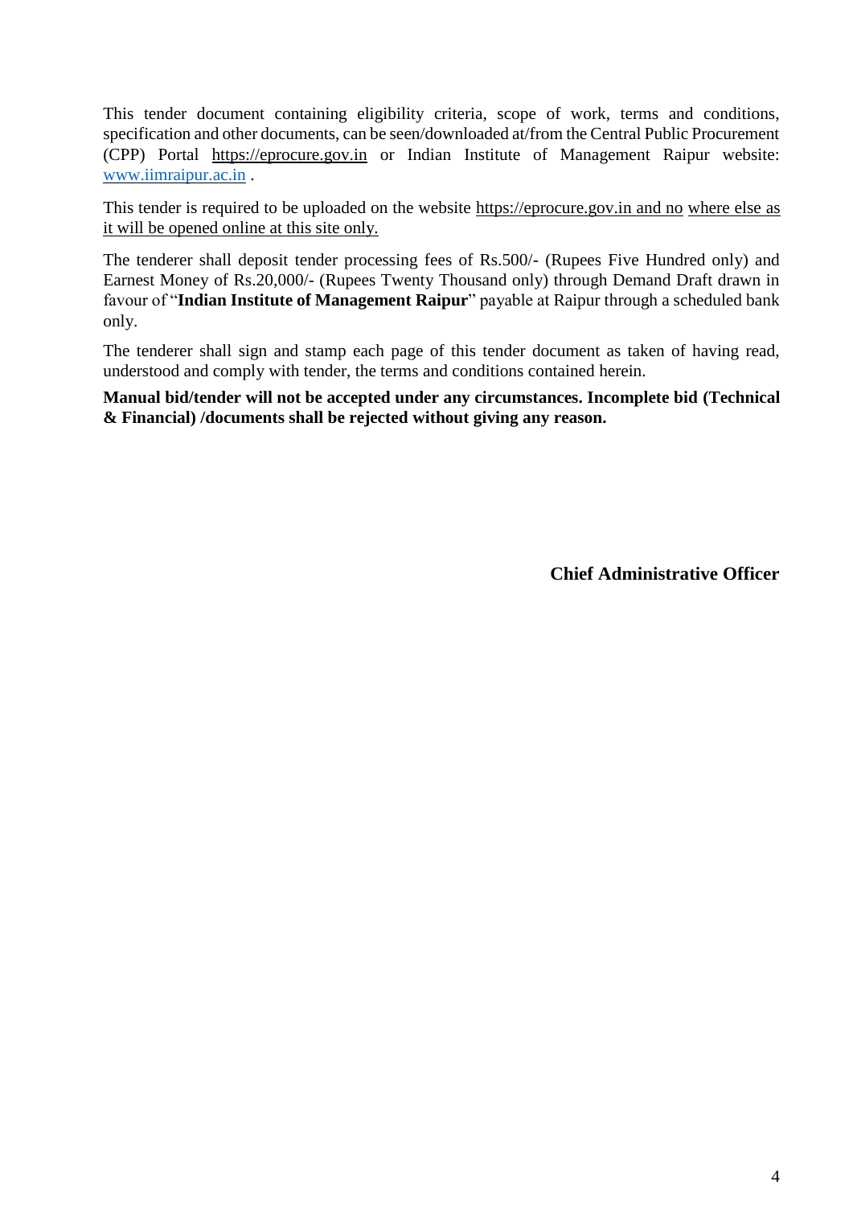This tender document containing eligibility criteria, scope of work, terms and conditions, specification and other documents, can be seen/downloaded at/from the Central Public Procurement (CPP) Portal https://eprocure.gov.in or Indian Institute of Management Raipur website: www.iimraipur.ac.in .

This tender is required to be uploaded on the website https://eprocure.gov.in and no where else as it will be opened online at this site only.

The tenderer shall deposit tender processing fees of Rs.500/- (Rupees Five Hundred only) and Earnest Money of Rs.20,000/- (Rupees Twenty Thousand only) through Demand Draft drawn in favour of "**Indian Institute of Management Raipur**" payable at Raipur through a scheduled bank only.

The tenderer shall sign and stamp each page of this tender document as taken of having read, understood and comply with tender, the terms and conditions contained herein.

**Manual bid/tender will not be accepted under any circumstances. Incomplete bid (Technical & Financial) /documents shall be rejected without giving any reason.**

**Chief Administrative Officer**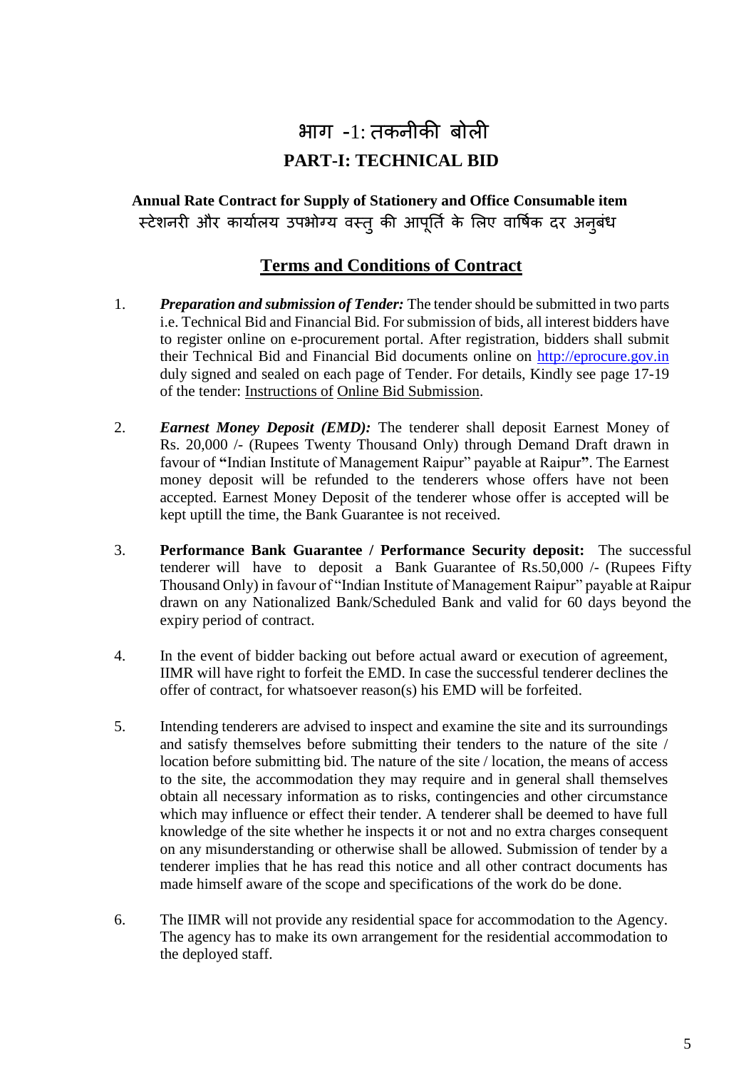# भाग -1: तकनीकी बोली

# PART-I: TECHNICAL BID

**Annual Rate Contract for Supply of Stationery and Office Consumable item**

स्टेशनरी और कार्यालय उपभोग्य वस्तु की आपूर्ति के लिए वार्षिक दर अनुबंध

## Terms and Conditions of Contract

1. ***Preparation and submission of Tender:*** The tender should be submitted in two parts i.e. Technical Bid and Financial Bid. For submission of bids, all interest bidders have to register online on e-procurement portal. After registration, bidders shall submit their Technical Bid and Financial Bid documents online on http://eprocure.gov.in duly signed and sealed on each page of Tender. For details, Kindly see page 17-19 of the tender: Instructions of Online Bid Submission.

2. ***Earnest Money Deposit (EMD):*** The tenderer shall deposit Earnest Money of Rs. 20,000 /- (Rupees Twenty Thousand Only) through Demand Draft drawn in favour of **"**Indian Institute of Management Raipur" payable at Raipur**"**. The Earnest money deposit will be refunded to the tenderers whose offers have not been accepted. Earnest Money Deposit of the tenderer whose offer is accepted will be kept uptill the time, the Bank Guarantee is not received.

3. **Performance Bank Guarantee / Performance Security deposit:** The successful tenderer will have to deposit a Bank Guarantee of Rs.50,000 /- (Rupees Fifty Thousand Only) in favour of "Indian Institute of Management Raipur" payable at Raipur drawn on any Nationalized Bank/Scheduled Bank and valid for 60 days beyond the expiry period of contract.

4. In the event of bidder backing out before actual award or execution of agreement, IIMR will have right to forfeit the EMD. In case the successful tenderer declines the offer of contract, for whatsoever reason(s) his EMD will be forfeited.

5. Intending tenderers are advised to inspect and examine the site and its surroundings and satisfy themselves before submitting their tenders to the nature of the site / location before submitting bid. The nature of the site / location, the means of access to the site, the accommodation they may require and in general shall themselves obtain all necessary information as to risks, contingencies and other circumstance which may influence or effect their tender. A tenderer shall be deemed to have full knowledge of the site whether he inspects it or not and no extra charges consequent on any misunderstanding or otherwise shall be allowed. Submission of tender by a tenderer implies that he has read this notice and all other contract documents has made himself aware of the scope and specifications of the work do be done.

6. The IIMR will not provide any residential space for accommodation to the Agency. The agency has to make its own arrangement for the residential accommodation to the deployed staff.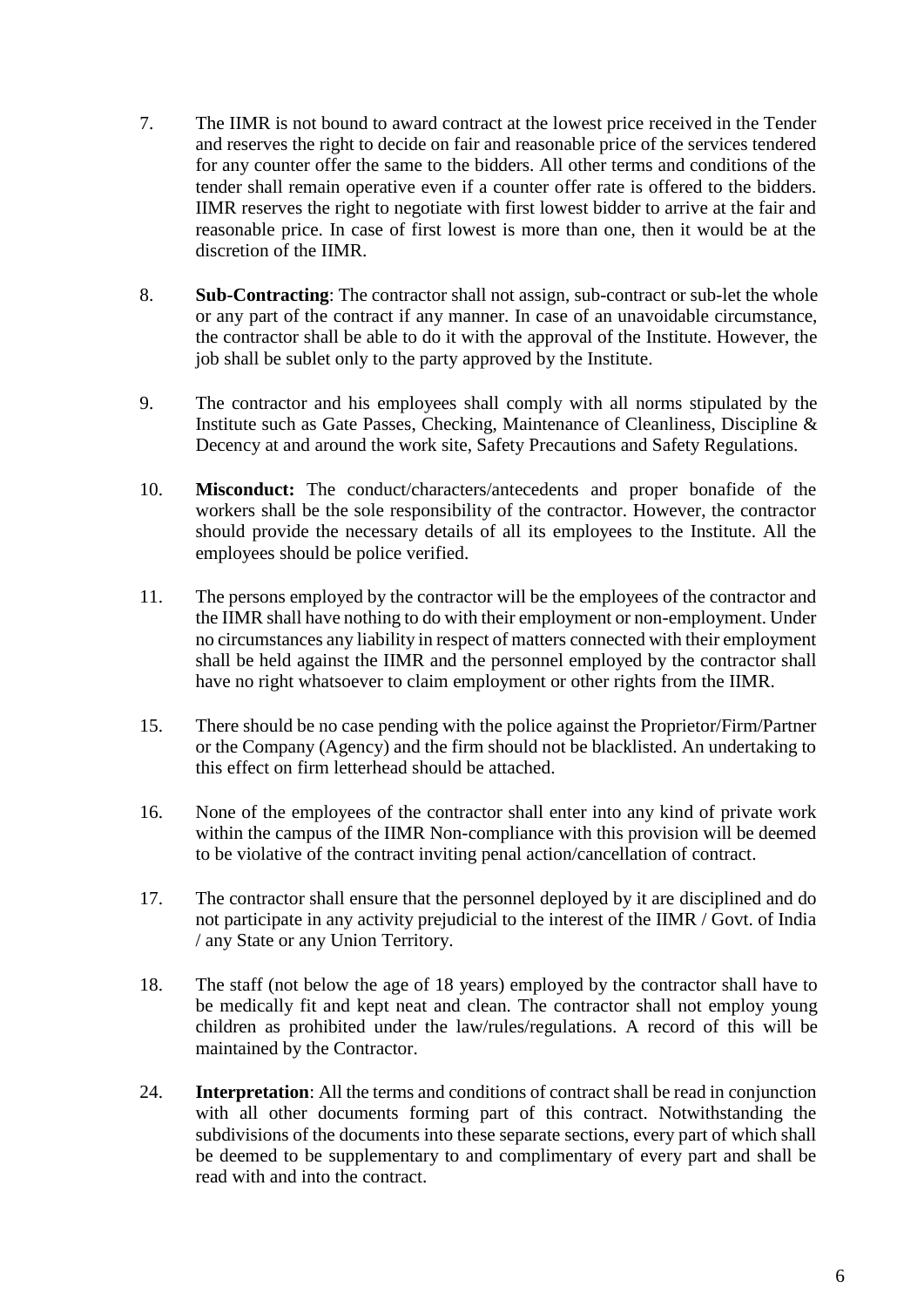7. The IIMR is not bound to award contract at the lowest price received in the Tender and reserves the right to decide on fair and reasonable price of the services tendered for any counter offer the same to the bidders. All other terms and conditions of the tender shall remain operative even if a counter offer rate is offered to the bidders. IIMR reserves the right to negotiate with first lowest bidder to arrive at the fair and reasonable price. In case of first lowest is more than one, then it would be at the discretion of the IIMR.

8. **Sub-Contracting**: The contractor shall not assign, sub-contract or sub-let the whole or any part of the contract if any manner. In case of an unavoidable circumstance, the contractor shall be able to do it with the approval of the Institute. However, the job shall be sublet only to the party approved by the Institute.

9. The contractor and his employees shall comply with all norms stipulated by the Institute such as Gate Passes, Checking, Maintenance of Cleanliness, Discipline & Decency at and around the work site, Safety Precautions and Safety Regulations.

10. **Misconduct:** The conduct/characters/antecedents and proper bonafide of the workers shall be the sole responsibility of the contractor. However, the contractor should provide the necessary details of all its employees to the Institute. All the employees should be police verified.

11. The persons employed by the contractor will be the employees of the contractor and the IIMR shall have nothing to do with their employment or non-employment. Under no circumstances any liability in respect of matters connected with their employment shall be held against the IIMR and the personnel employed by the contractor shall have no right whatsoever to claim employment or other rights from the IIMR.

15. There should be no case pending with the police against the Proprietor/Firm/Partner or the Company (Agency) and the firm should not be blacklisted. An undertaking to this effect on firm letterhead should be attached.

16. None of the employees of the contractor shall enter into any kind of private work within the campus of the IIMR Non-compliance with this provision will be deemed to be violative of the contract inviting penal action/cancellation of contract.

17. The contractor shall ensure that the personnel deployed by it are disciplined and do not participate in any activity prejudicial to the interest of the IIMR / Govt. of India / any State or any Union Territory.

18. The staff (not below the age of 18 years) employed by the contractor shall have to be medically fit and kept neat and clean. The contractor shall not employ young children as prohibited under the law/rules/regulations. A record of this will be maintained by the Contractor.

24. **Interpretation**: All the terms and conditions of contract shall be read in conjunction with all other documents forming part of this contract. Notwithstanding the subdivisions of the documents into these separate sections, every part of which shall be deemed to be supplementary to and complimentary of every part and shall be read with and into the contract.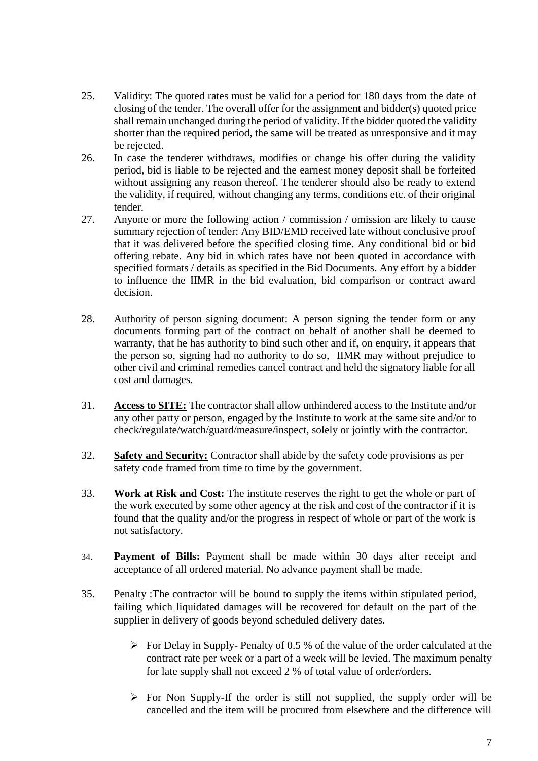25. Validity: The quoted rates must be valid for a period for 180 days from the date of closing of the tender. The overall offer for the assignment and bidder(s) quoted price shall remain unchanged during the period of validity. If the bidder quoted the validity shorter than the required period, the same will be treated as unresponsive and it may be rejected.

26. In case the tenderer withdraws, modifies or change his offer during the validity period, bid is liable to be rejected and the earnest money deposit shall be forfeited without assigning any reason thereof. The tenderer should also be ready to extend the validity, if required, without changing any terms, conditions etc. of their original tender.

27. Anyone or more the following action / commission / omission are likely to cause summary rejection of tender: Any BID/EMD received late without conclusive proof that it was delivered before the specified closing time. Any conditional bid or bid offering rebate. Any bid in which rates have not been quoted in accordance with specified formats / details as specified in the Bid Documents. Any effort by a bidder to influence the IIMR in the bid evaluation, bid comparison or contract award decision.

28. Authority of person signing document: A person signing the tender form or any documents forming part of the contract on behalf of another shall be deemed to warranty, that he has authority to bind such other and if, on enquiry, it appears that the person so, signing had no authority to do so, IIMR may without prejudice to other civil and criminal remedies cancel contract and held the signatory liable for all cost and damages.

31. **Access to SITE:** The contractor shall allow unhindered access to the Institute and/or any other party or person, engaged by the Institute to work at the same site and/or to check/regulate/watch/guard/measure/inspect, solely or jointly with the contractor.

32. **Safety and Security:** Contractor shall abide by the safety code provisions as per safety code framed from time to time by the government.

33. **Work at Risk and Cost:** The institute reserves the right to get the whole or part of the work executed by some other agency at the risk and cost of the contractor if it is found that the quality and/or the progress in respect of whole or part of the work is not satisfactory.

34. **Payment of Bills:** Payment shall be made within 30 days after receipt and acceptance of all ordered material. No advance payment shall be made.

35. Penalty :The contractor will be bound to supply the items within stipulated period, failing which liquidated damages will be recovered for default on the part of the supplier in delivery of goods beyond scheduled delivery dates.

    - For Delay in Supply- Penalty of 0.5 % of the value of the order calculated at the contract rate per week or a part of a week will be levied. The maximum penalty for late supply shall not exceed 2 % of total value of order/orders.

    - For Non Supply-If the order is still not supplied, the supply order will be cancelled and the item will be procured from elsewhere and the difference will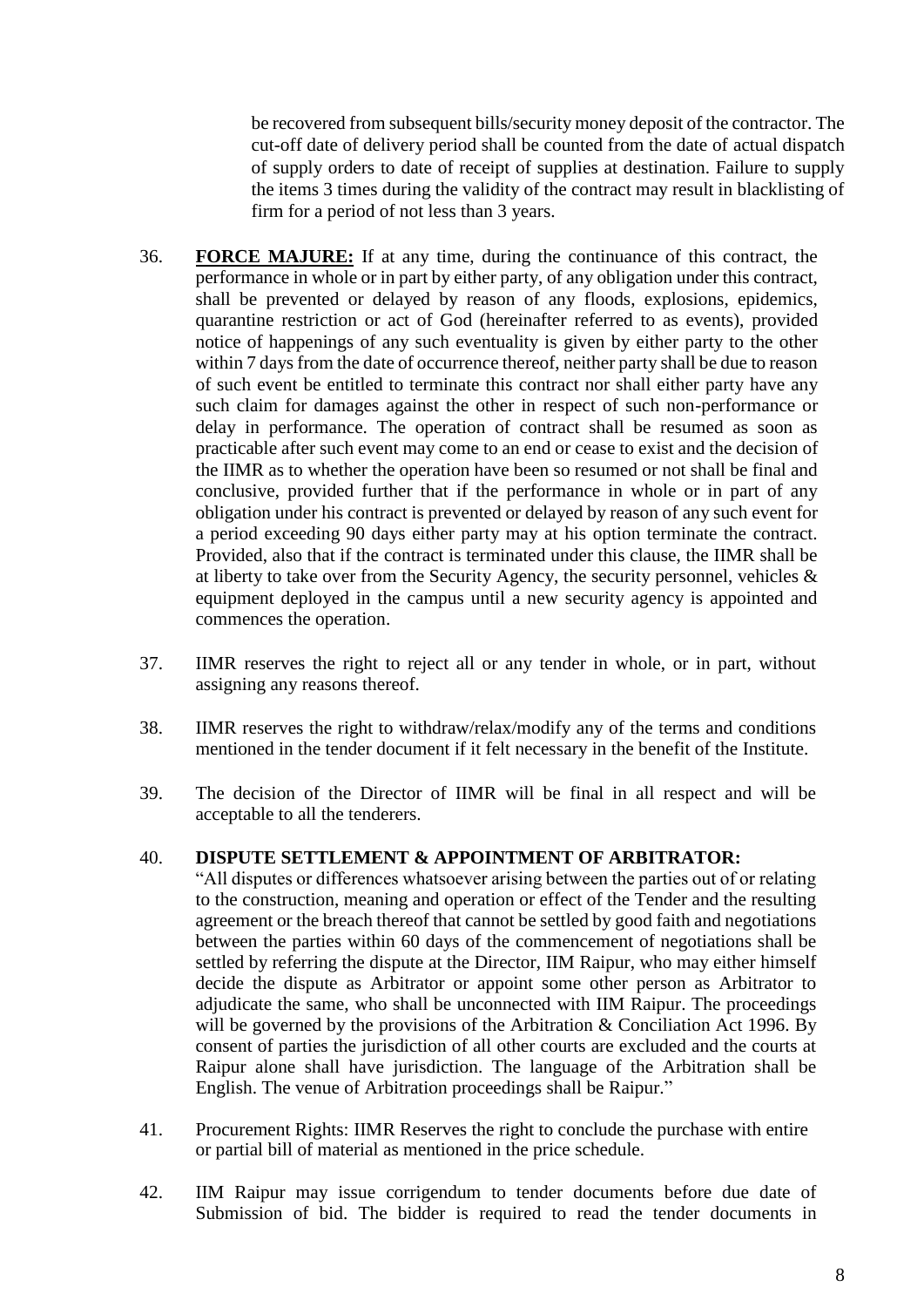be recovered from subsequent bills/security money deposit of the contractor. The cut-off date of delivery period shall be counted from the date of actual dispatch of supply orders to date of receipt of supplies at destination. Failure to supply the items 3 times during the validity of the contract may result in blacklisting of firm for a period of not less than 3 years.

36. **FORCE MAJURE:** If at any time, during the continuance of this contract, the performance in whole or in part by either party, of any obligation under this contract, shall be prevented or delayed by reason of any floods, explosions, epidemics, quarantine restriction or act of God (hereinafter referred to as events), provided notice of happenings of any such eventuality is given by either party to the other within 7 days from the date of occurrence thereof, neither party shall be due to reason of such event be entitled to terminate this contract nor shall either party have any such claim for damages against the other in respect of such non-performance or delay in performance. The operation of contract shall be resumed as soon as practicable after such event may come to an end or cease to exist and the decision of the IIMR as to whether the operation have been so resumed or not shall be final and conclusive, provided further that if the performance in whole or in part of any obligation under his contract is prevented or delayed by reason of any such event for a period exceeding 90 days either party may at his option terminate the contract. Provided, also that if the contract is terminated under this clause, the IIMR shall be at liberty to take over from the Security Agency, the security personnel, vehicles & equipment deployed in the campus until a new security agency is appointed and commences the operation.

37. IIMR reserves the right to reject all or any tender in whole, or in part, without assigning any reasons thereof.

38. IIMR reserves the right to withdraw/relax/modify any of the terms and conditions mentioned in the tender document if it felt necessary in the benefit of the Institute.

39. The decision of the Director of IIMR will be final in all respect and will be acceptable to all the tenderers.

40. **DISPUTE SETTLEMENT & APPOINTMENT OF ARBITRATOR:**
"All disputes or differences whatsoever arising between the parties out of or relating to the construction, meaning and operation or effect of the Tender and the resulting agreement or the breach thereof that cannot be settled by good faith and negotiations between the parties within 60 days of the commencement of negotiations shall be settled by referring the dispute at the Director, IIM Raipur, who may either himself decide the dispute as Arbitrator or appoint some other person as Arbitrator to adjudicate the same, who shall be unconnected with IIM Raipur. The proceedings will be governed by the provisions of the Arbitration & Conciliation Act 1996. By consent of parties the jurisdiction of all other courts are excluded and the courts at Raipur alone shall have jurisdiction. The language of the Arbitration shall be English. The venue of Arbitration proceedings shall be Raipur."

41. Procurement Rights: IIMR Reserves the right to conclude the purchase with entire or partial bill of material as mentioned in the price schedule.

42. IIM Raipur may issue corrigendum to tender documents before due date of Submission of bid. The bidder is required to read the tender documents in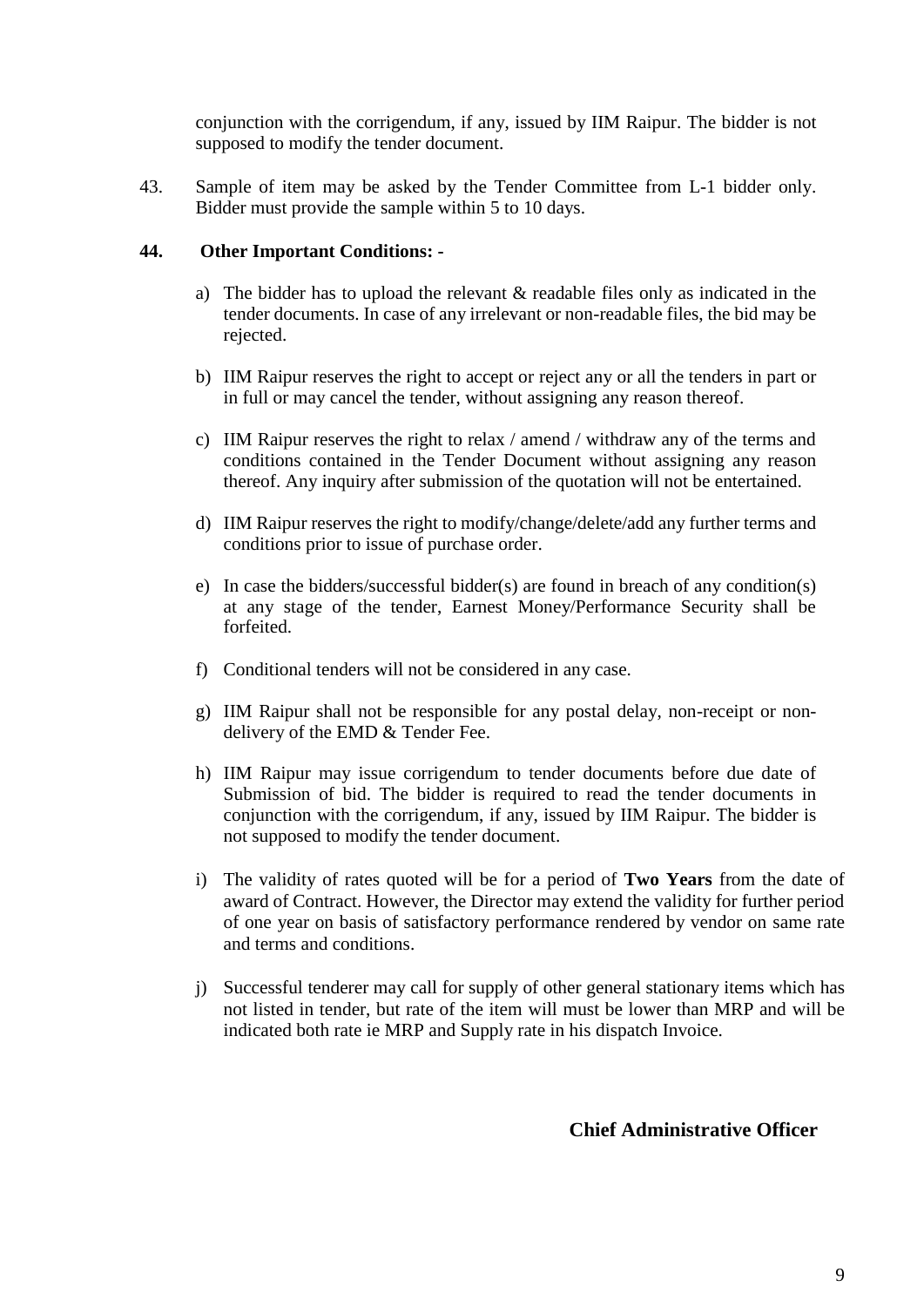conjunction with the corrigendum, if any, issued by IIM Raipur. The bidder is not supposed to modify the tender document.

43. Sample of item may be asked by the Tender Committee from L-1 bidder only. Bidder must provide the sample within 5 to 10 days.

**44. Other Important Conditions: -**

a) The bidder has to upload the relevant & readable files only as indicated in the tender documents. In case of any irrelevant or non-readable files, the bid may be rejected.

b) IIM Raipur reserves the right to accept or reject any or all the tenders in part or in full or may cancel the tender, without assigning any reason thereof.

c) IIM Raipur reserves the right to relax / amend / withdraw any of the terms and conditions contained in the Tender Document without assigning any reason thereof. Any inquiry after submission of the quotation will not be entertained.

d) IIM Raipur reserves the right to modify/change/delete/add any further terms and conditions prior to issue of purchase order.

e) In case the bidders/successful bidder(s) are found in breach of any condition(s) at any stage of the tender, Earnest Money/Performance Security shall be forfeited.

f) Conditional tenders will not be considered in any case.

g) IIM Raipur shall not be responsible for any postal delay, non-receipt or non-delivery of the EMD & Tender Fee.

h) IIM Raipur may issue corrigendum to tender documents before due date of Submission of bid. The bidder is required to read the tender documents in conjunction with the corrigendum, if any, issued by IIM Raipur. The bidder is not supposed to modify the tender document.

i) The validity of rates quoted will be for a period of **Two Years** from the date of award of Contract. However, the Director may extend the validity for further period of one year on basis of satisfactory performance rendered by vendor on same rate and terms and conditions.

j) Successful tenderer may call for supply of other general stationary items which has not listed in tender, but rate of the item will must be lower than MRP and will be indicated both rate ie MRP and Supply rate in his dispatch Invoice.

**Chief Administrative Officer**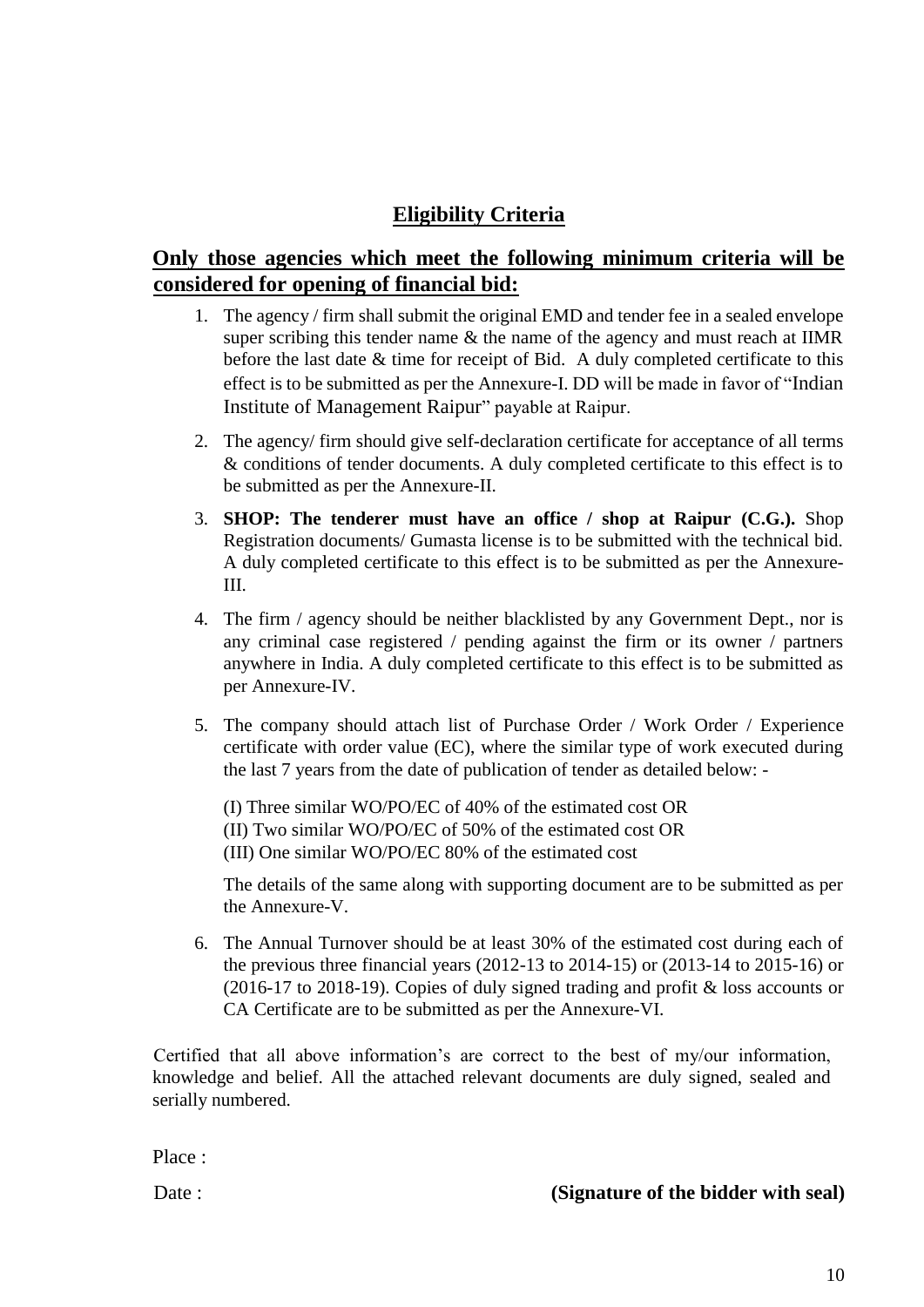## Eligibility Criteria

### Only those agencies which meet the following minimum criteria will be considered for opening of financial bid:

1. The agency / firm shall submit the original EMD and tender fee in a sealed envelope super scribing this tender name & the name of the agency and must reach at IIMR before the last date & time for receipt of Bid. A duly completed certificate to this effect is to be submitted as per the Annexure-I. DD will be made in favor of "Indian Institute of Management Raipur" payable at Raipur.

2. The agency/ firm should give self-declaration certificate for acceptance of all terms & conditions of tender documents. A duly completed certificate to this effect is to be submitted as per the Annexure-II.

3. **SHOP: The tenderer must have an office / shop at Raipur (C.G.).** Shop Registration documents/ Gumasta license is to be submitted with the technical bid. A duly completed certificate to this effect is to be submitted as per the Annexure-III.

4. The firm / agency should be neither blacklisted by any Government Dept., nor is any criminal case registered / pending against the firm or its owner / partners anywhere in India. A duly completed certificate to this effect is to be submitted as per Annexure-IV.

5. The company should attach list of Purchase Order / Work Order / Experience certificate with order value (EC), where the similar type of work executed during the last 7 years from the date of publication of tender as detailed below: -

   (I) Three similar WO/PO/EC of 40% of the estimated cost OR
   (II) Two similar WO/PO/EC of 50% of the estimated cost OR
   (III) One similar WO/PO/EC 80% of the estimated cost

   The details of the same along with supporting document are to be submitted as per the Annexure-V.

6. The Annual Turnover should be at least 30% of the estimated cost during each of the previous three financial years (2012-13 to 2014-15) or (2013-14 to 2015-16) or (2016-17 to 2018-19). Copies of duly signed trading and profit & loss accounts or CA Certificate are to be submitted as per the Annexure-VI.

Certified that all above information's are correct to the best of my/our information, knowledge and belief. All the attached relevant documents are duly signed, sealed and serially numbered.

Place :

Date : **(Signature of the bidder with seal)**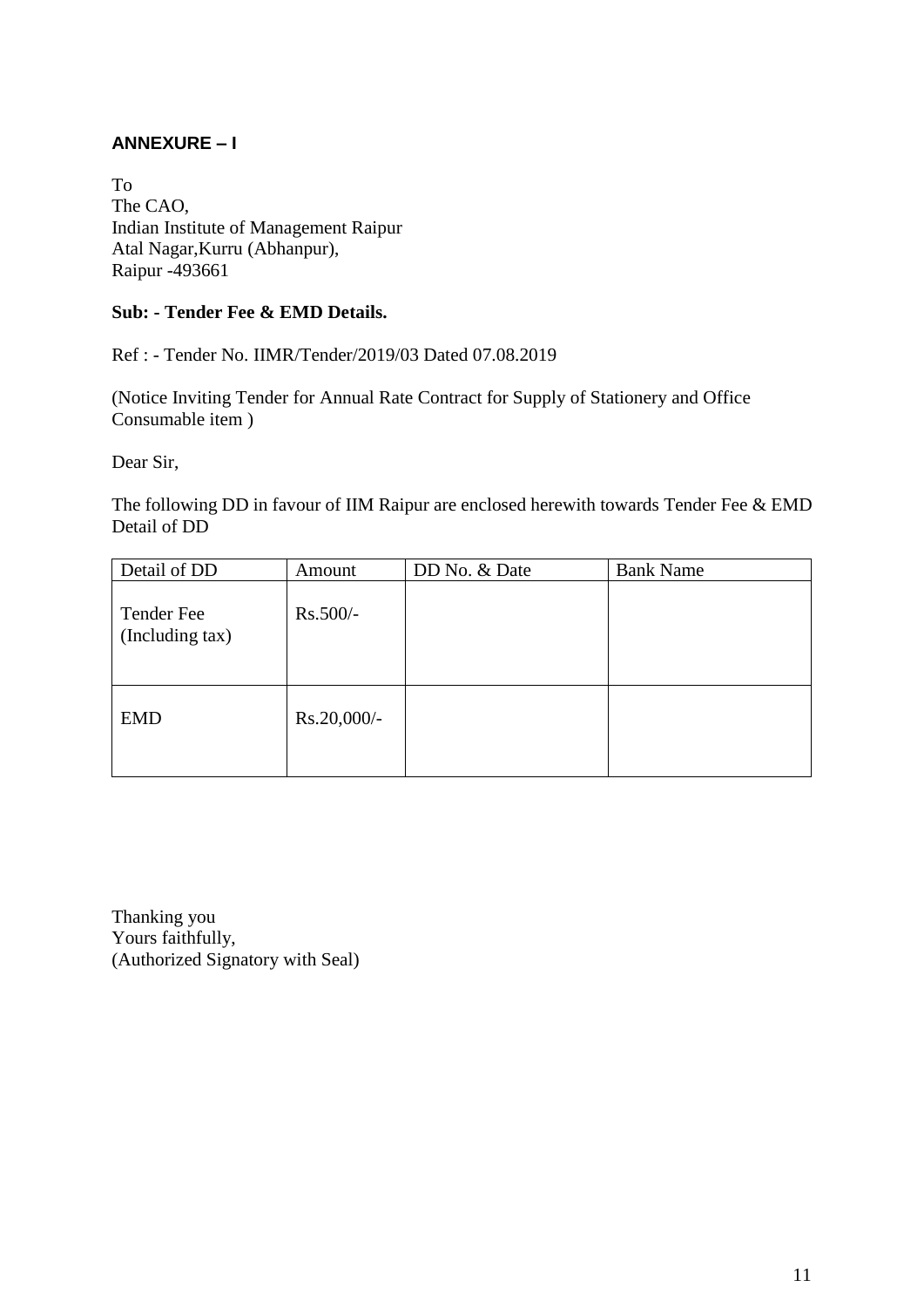**ANNEXURE – I**

To
The CAO,
Indian Institute of Management Raipur
Atal Nagar,Kurru (Abhanpur),
Raipur -493661

**Sub: - Tender Fee & EMD Details.**

Ref : - Tender No. IIMR/Tender/2019/03 Dated 07.08.2019

(Notice Inviting Tender for Annual Rate Contract for Supply of Stationery and Office Consumable item )

Dear Sir,

The following DD in favour of IIM Raipur are enclosed herewith towards Tender Fee & EMD Detail of DD

| Detail of DD | Amount | DD No. & Date | Bank Name |
|---|---|---|---|
| Tender Fee (Including tax) | Rs.500/- | | |
| EMD | Rs.20,000/- | | |

Thanking you
Yours faithfully,
(Authorized Signatory with Seal)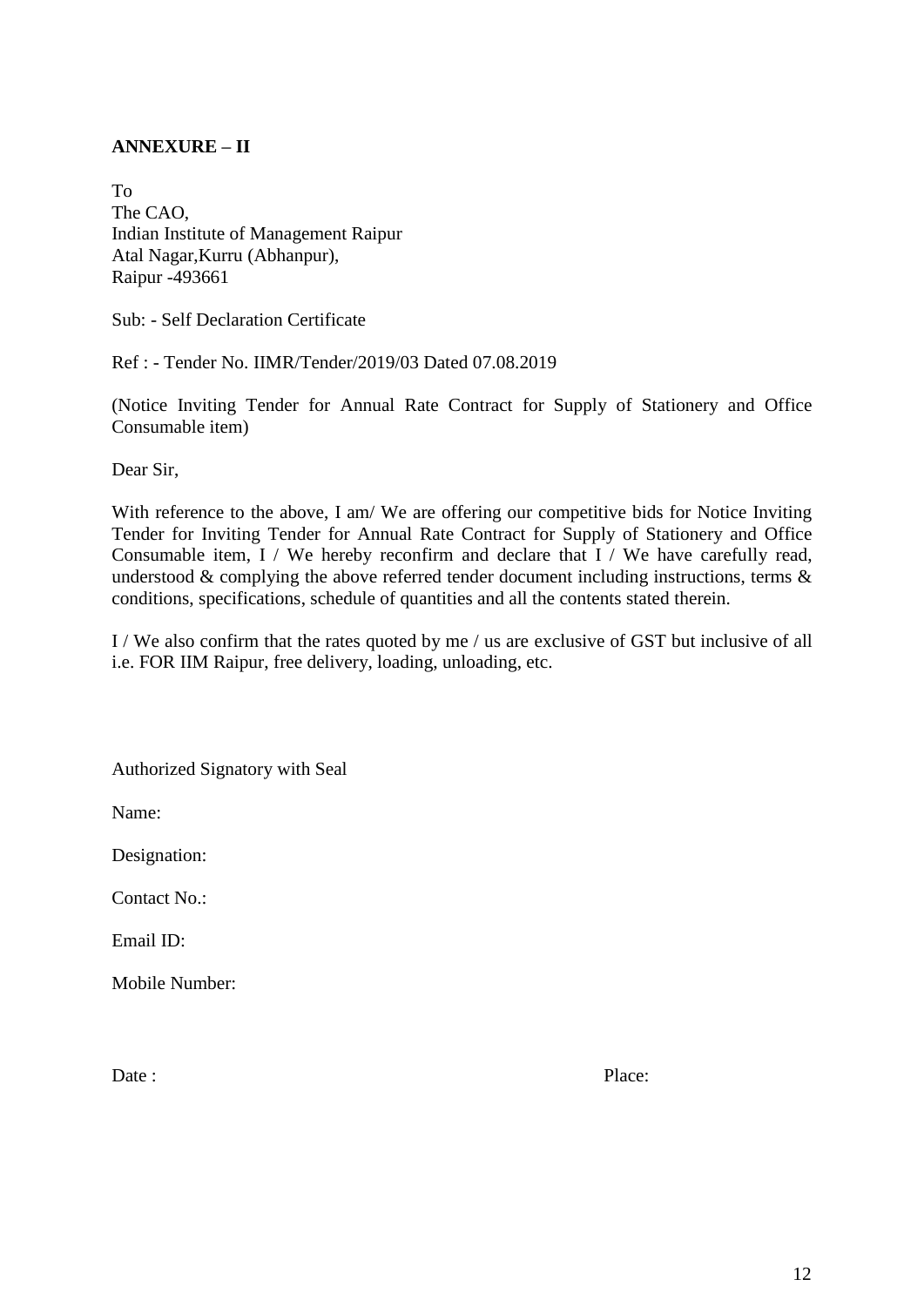**ANNEXURE – II**

To
The CAO,
Indian Institute of Management Raipur
Atal Nagar,Kurru (Abhanpur),
Raipur -493661

Sub: - Self Declaration Certificate

Ref : - Tender No. IIMR/Tender/2019/03 Dated 07.08.2019

(Notice Inviting Tender for Annual Rate Contract for Supply of Stationery and Office Consumable item)

Dear Sir,

With reference to the above, I am/ We are offering our competitive bids for Notice Inviting Tender for Inviting Tender for Annual Rate Contract for Supply of Stationery and Office Consumable item, I / We hereby reconfirm and declare that I / We have carefully read, understood & complying the above referred tender document including instructions, terms & conditions, specifications, schedule of quantities and all the contents stated therein.

I / We also confirm that the rates quoted by me / us are exclusive of GST but inclusive of all i.e. FOR IIM Raipur, free delivery, loading, unloading, etc.

Authorized Signatory with Seal

Name:

Designation:

Contact No.:

Email ID:

Mobile Number:

Date :                                                                                                    Place: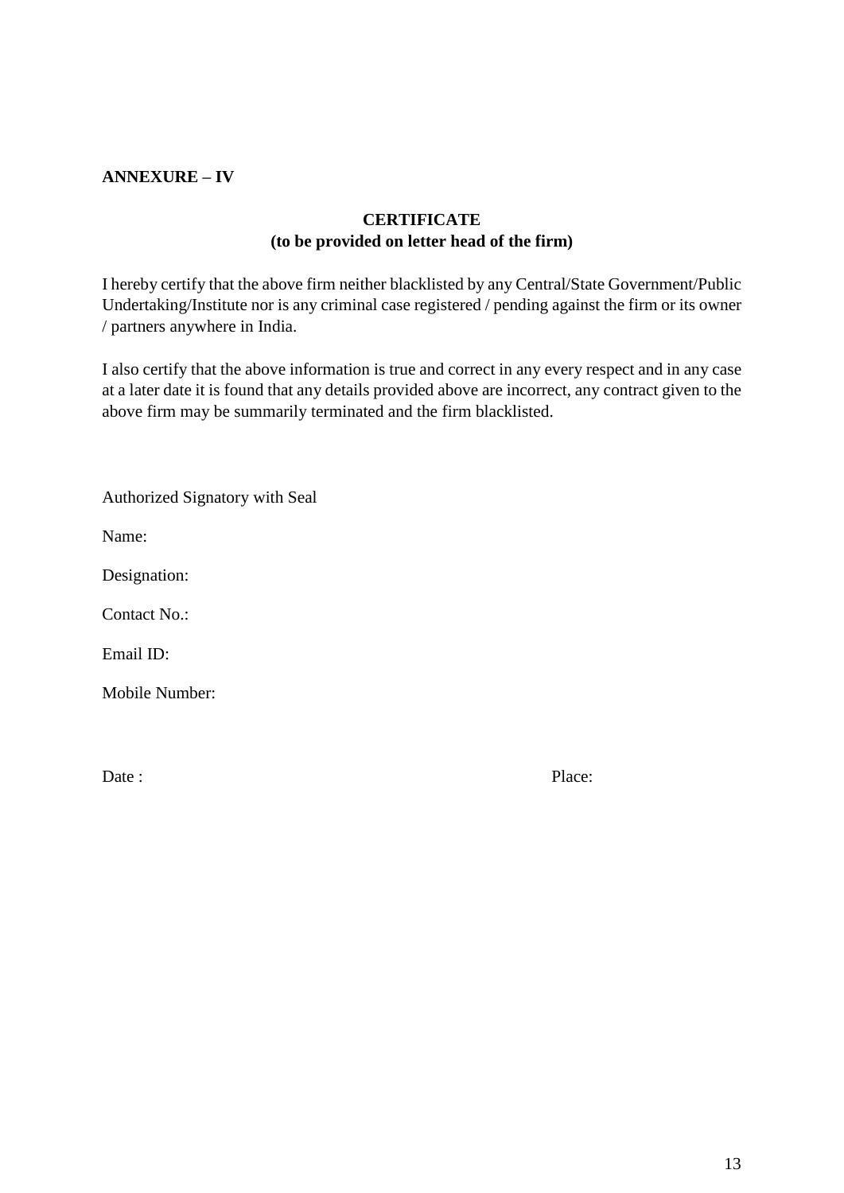**ANNEXURE – IV**

## CERTIFICATE
**(to be provided on letter head of the firm)**

I hereby certify that the above firm neither blacklisted by any Central/State Government/Public Undertaking/Institute nor is any criminal case registered / pending against the firm or its owner / partners anywhere in India.

I also certify that the above information is true and correct in any every respect and in any case at a later date it is found that any details provided above are incorrect, any contract given to the above firm may be summarily terminated and the firm blacklisted.

Authorized Signatory with Seal

Name:

Designation:

Contact No.:

Email ID:

Mobile Number:

Date : Place: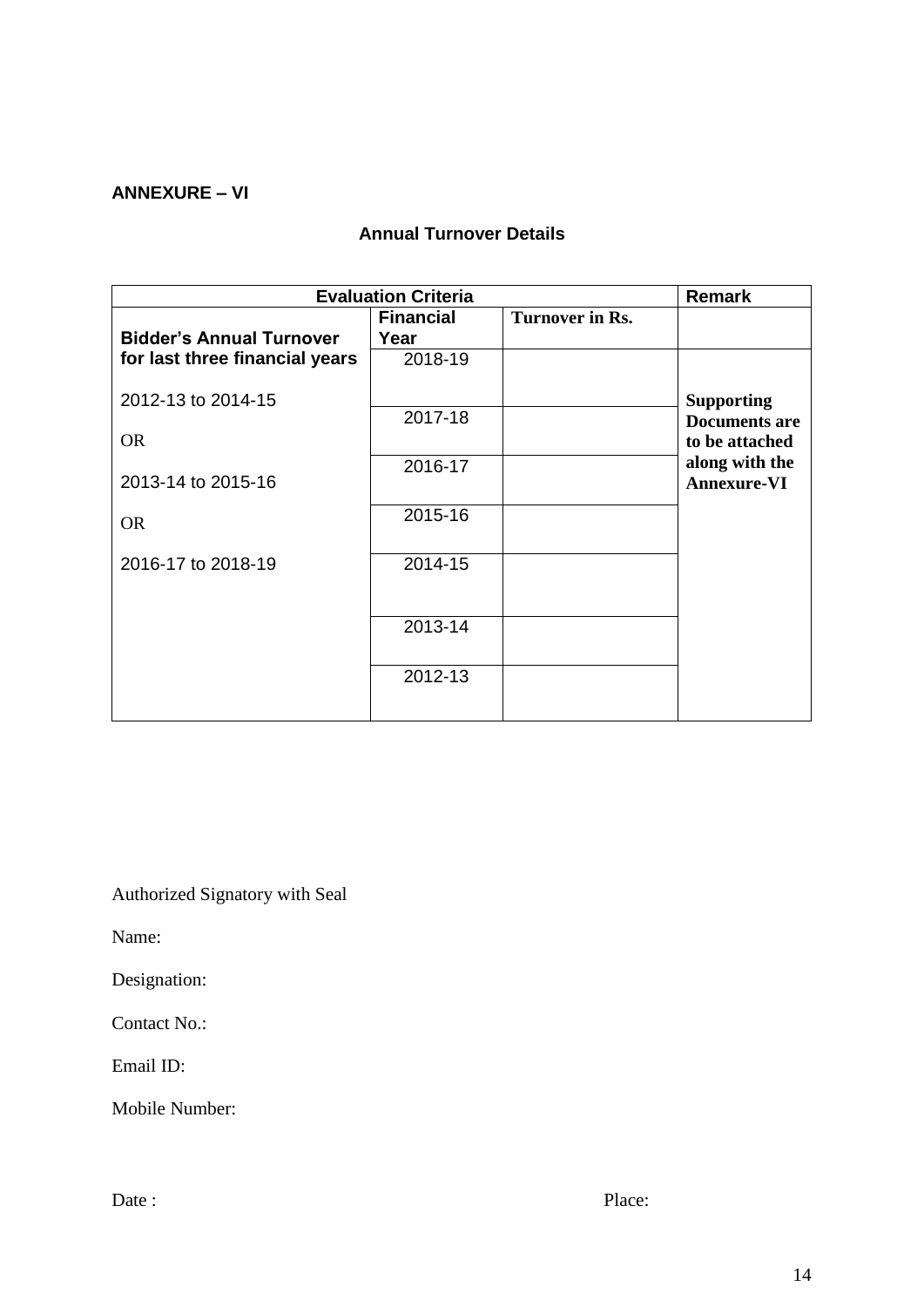**ANNEXURE – VI**

## Annual Turnover Details

| Evaluation Criteria | | | Remark |
|---|---|---|---|
| **Bidder's Annual Turnover for last three financial years** | **Financial Year** | **Turnover in Rs.** | |
| 2012-13 to 2014-15 | 2018-19 | | **Supporting Documents are to be attached along with the Annexure-VI** |
| OR | 2017-18 | | |
| 2013-14 to 2015-16 | 2016-17 | | |
| OR | 2015-16 | | |
| 2016-17 to 2018-19 | 2014-15 | | |
| | 2013-14 | | |
| | 2012-13 | | |

Authorized Signatory with Seal

Name:

Designation:

Contact No.:

Email ID:

Mobile Number:

Date : Place: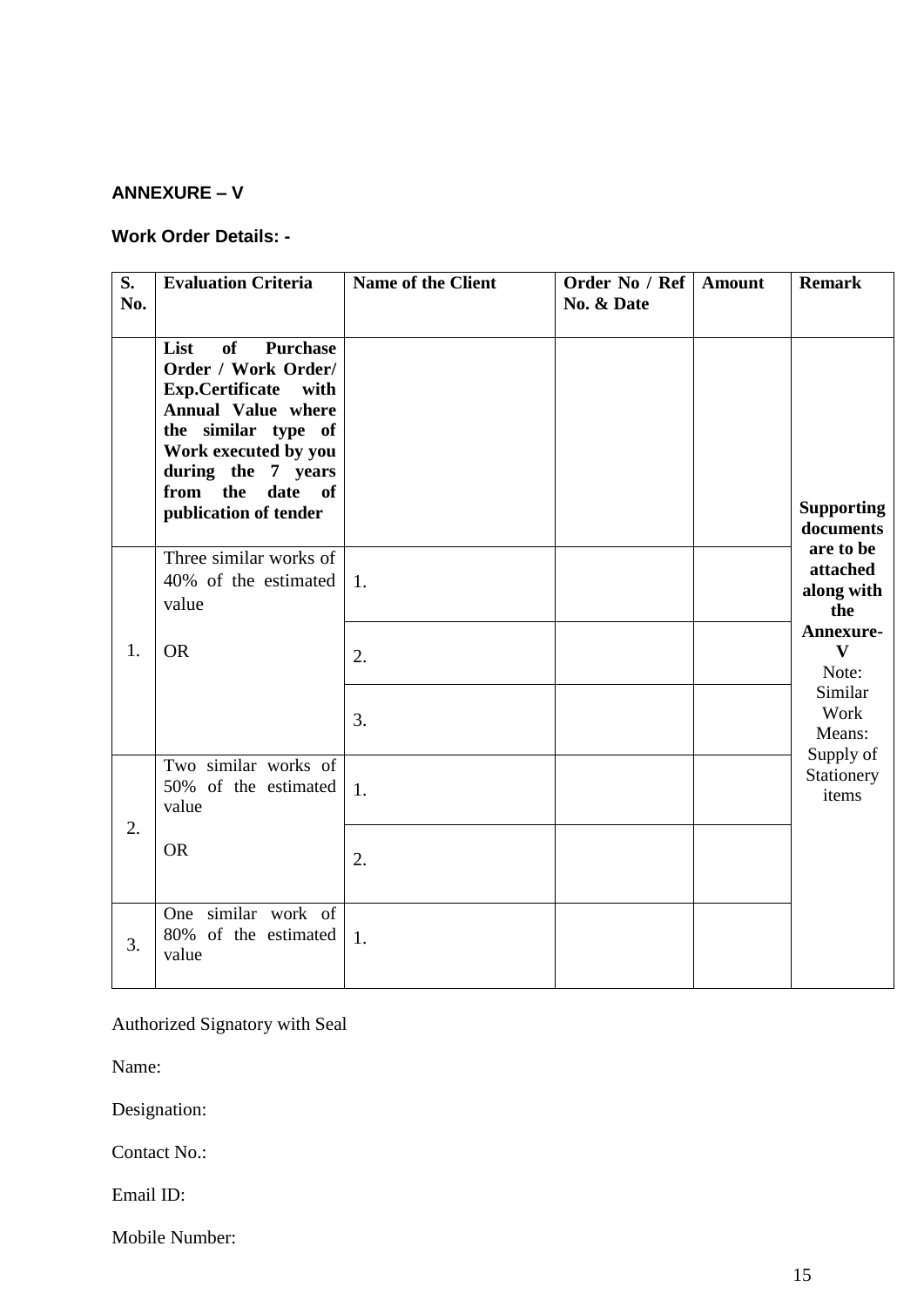**ANNEXURE – V**

**Work Order Details: -**

| S. No. | Evaluation Criteria | Name of the Client | Order No / Ref No. & Date | Amount | Remark |
|---|---|---|---|---|---|
| | **List of Purchase Order / Work Order/ Exp.Certificate with Annual Value where the similar type of Work executed by you during the 7 years from the date of publication of tender** | | | | **Supporting documents are to be attached along with the Annexure-V** Note: Similar Work Means: Supply of Stationery items |
| 1. | Three similar works of 40% of the estimated value<br><br>OR | 1. | | | |
| | | 2. | | | |
| | | 3. | | | |
| 2. | Two similar works of 50% of the estimated value<br><br>OR | 1. | | | |
| | | 2. | | | |
| 3. | One similar work of 80% of the estimated value | 1. | | | |

Authorized Signatory with Seal

Name:

Designation:

Contact No.:

Email ID:

Mobile Number: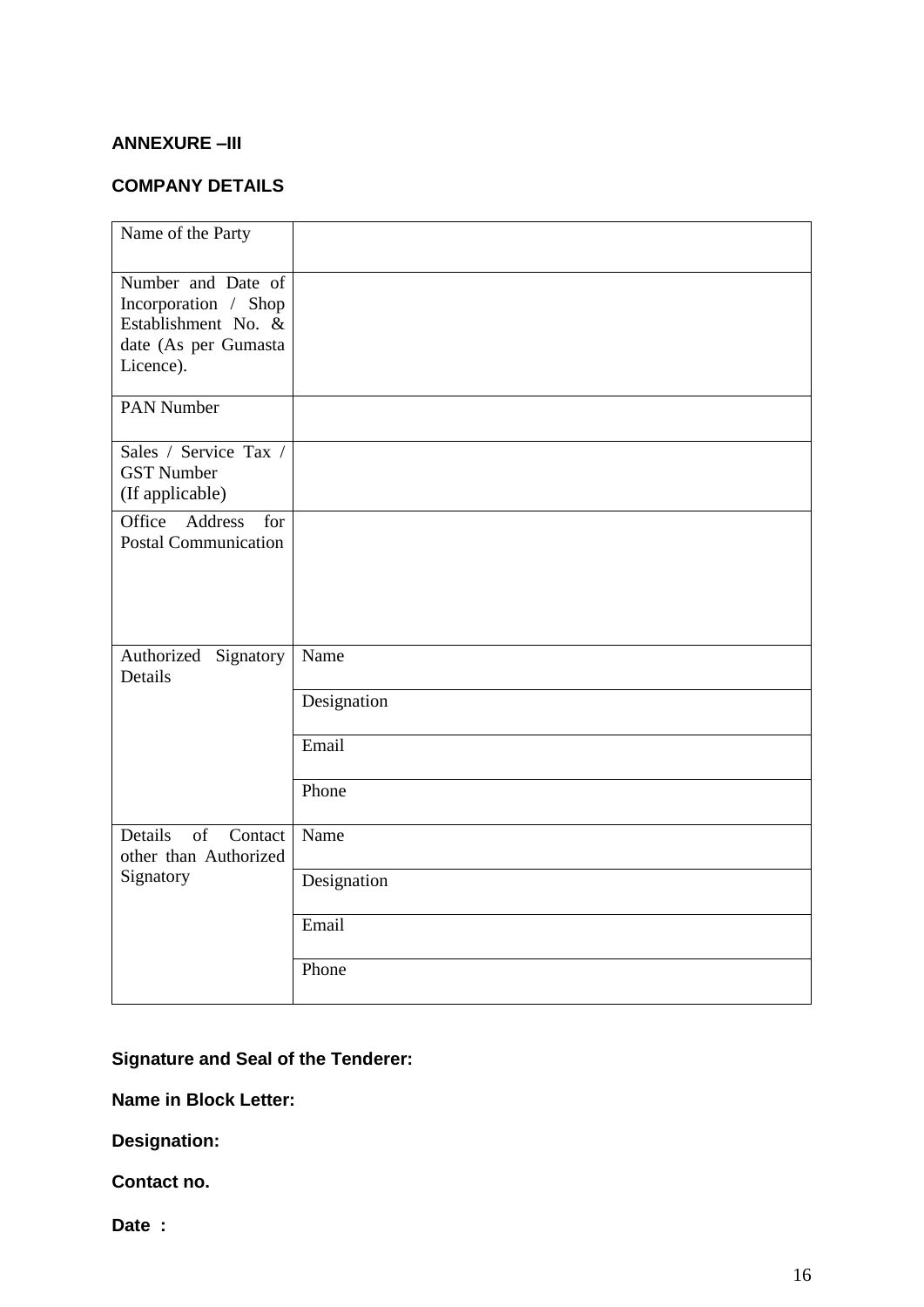**ANNEXURE –III**

**COMPANY DETAILS**

| Name of the Party | |
|---|---|
| Number and Date of Incorporation / Shop Establishment No. & date (As per Gumasta Licence). | |
| PAN Number | |
| Sales / Service Tax / GST Number (If applicable) | |
| Office Address for Postal Communication | |
| Authorized Signatory Details | Name |
| | Designation |
| | Email |
| | Phone |
| Details of Contact other than Authorized Signatory | Name |
| | Designation |
| | Email |
| | Phone |

**Signature and Seal of the Tenderer:**

**Name in Block Letter:**

**Designation:**

**Contact no.**

**Date :**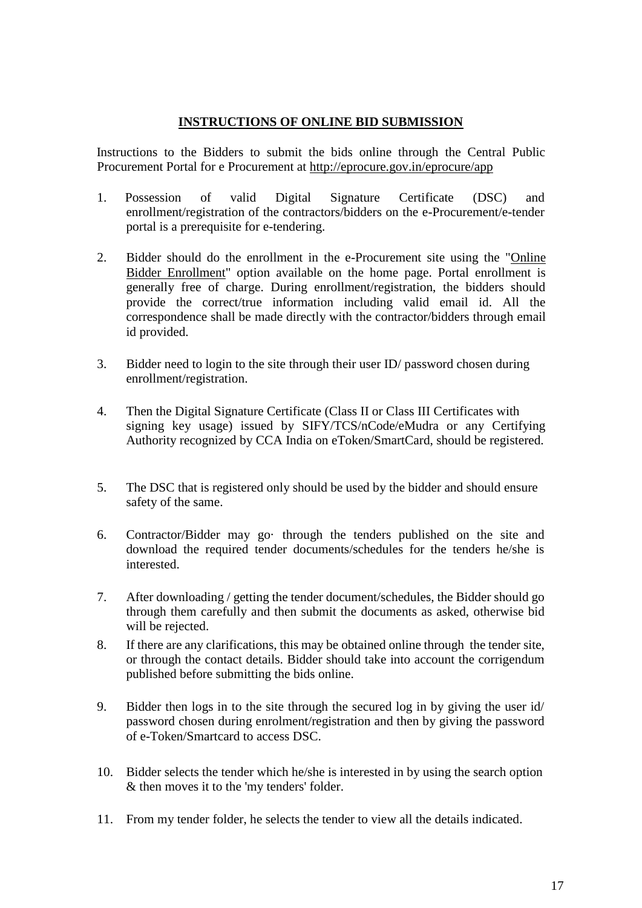## INSTRUCTIONS OF ONLINE BID SUBMISSION

Instructions to the Bidders to submit the bids online through the Central Public Procurement Portal for e Procurement at http://eprocure.gov.in/eprocure/app

1. Possession of valid Digital Signature Certificate (DSC) and enrollment/registration of the contractors/bidders on the e-Procurement/e-tender portal is a prerequisite for e-tendering.

2. Bidder should do the enrollment in the e-Procurement site using the "Online Bidder Enrollment" option available on the home page. Portal enrollment is generally free of charge. During enrollment/registration, the bidders should provide the correct/true information including valid email id. All the correspondence shall be made directly with the contractor/bidders through email id provided.

3. Bidder need to login to the site through their user ID/ password chosen during enrollment/registration.

4. Then the Digital Signature Certificate (Class II or Class III Certificates with signing key usage) issued by SIFY/TCS/nCode/eMudra or any Certifying Authority recognized by CCA India on eToken/SmartCard, should be registered.

5. The DSC that is registered only should be used by the bidder and should ensure safety of the same.

6. Contractor/Bidder may go· through the tenders published on the site and download the required tender documents/schedules for the tenders he/she is interested.

7. After downloading / getting the tender document/schedules, the Bidder should go through them carefully and then submit the documents as asked, otherwise bid will be rejected.

8. If there are any clarifications, this may be obtained online through the tender site, or through the contact details. Bidder should take into account the corrigendum published before submitting the bids online.

9. Bidder then logs in to the site through the secured log in by giving the user id/ password chosen during enrolment/registration and then by giving the password of e-Token/Smartcard to access DSC.

10. Bidder selects the tender which he/she is interested in by using the search option & then moves it to the 'my tenders' folder.

11. From my tender folder, he selects the tender to view all the details indicated.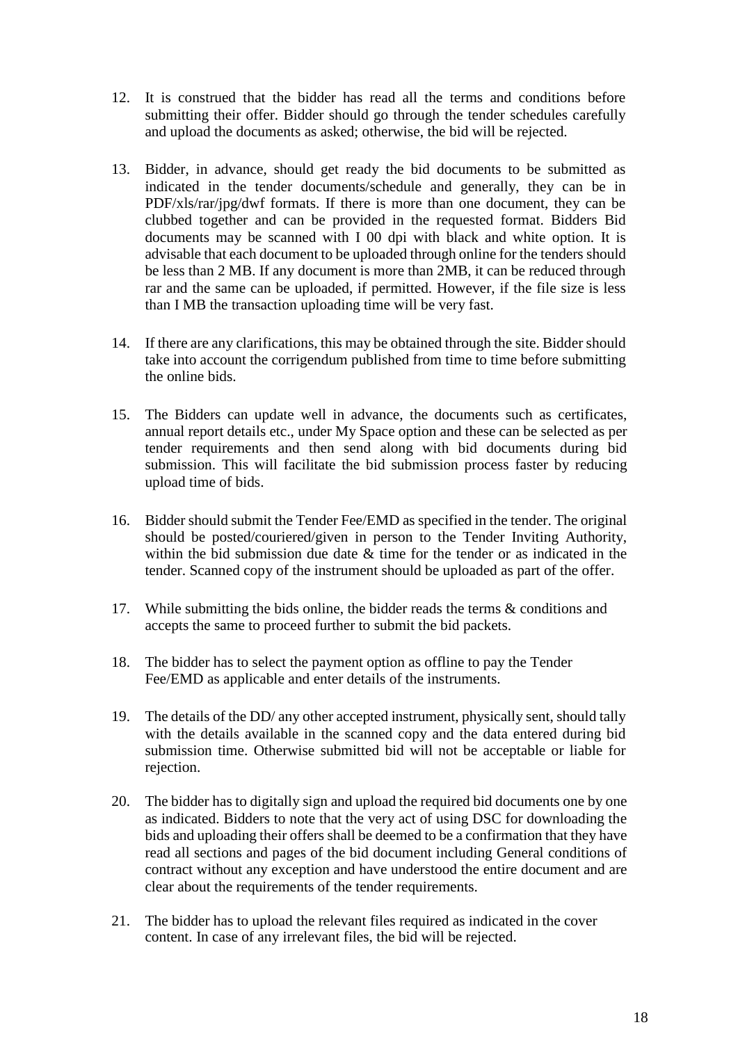12. It is construed that the bidder has read all the terms and conditions before submitting their offer. Bidder should go through the tender schedules carefully and upload the documents as asked; otherwise, the bid will be rejected.

13. Bidder, in advance, should get ready the bid documents to be submitted as indicated in the tender documents/schedule and generally, they can be in PDF/xls/rar/jpg/dwf formats. If there is more than one document, they can be clubbed together and can be provided in the requested format. Bidders Bid documents may be scanned with I 00 dpi with black and white option. It is advisable that each document to be uploaded through online for the tenders should be less than 2 MB. If any document is more than 2MB, it can be reduced through rar and the same can be uploaded, if permitted. However, if the file size is less than I MB the transaction uploading time will be very fast.

14. If there are any clarifications, this may be obtained through the site. Bidder should take into account the corrigendum published from time to time before submitting the online bids.

15. The Bidders can update well in advance, the documents such as certificates, annual report details etc., under My Space option and these can be selected as per tender requirements and then send along with bid documents during bid submission. This will facilitate the bid submission process faster by reducing upload time of bids.

16. Bidder should submit the Tender Fee/EMD as specified in the tender. The original should be posted/couriered/given in person to the Tender Inviting Authority, within the bid submission due date & time for the tender or as indicated in the tender. Scanned copy of the instrument should be uploaded as part of the offer.

17. While submitting the bids online, the bidder reads the terms & conditions and accepts the same to proceed further to submit the bid packets.

18. The bidder has to select the payment option as offline to pay the Tender Fee/EMD as applicable and enter details of the instruments.

19. The details of the DD/ any other accepted instrument, physically sent, should tally with the details available in the scanned copy and the data entered during bid submission time. Otherwise submitted bid will not be acceptable or liable for rejection.

20. The bidder has to digitally sign and upload the required bid documents one by one as indicated. Bidders to note that the very act of using DSC for downloading the bids and uploading their offers shall be deemed to be a confirmation that they have read all sections and pages of the bid document including General conditions of contract without any exception and have understood the entire document and are clear about the requirements of the tender requirements.

21. The bidder has to upload the relevant files required as indicated in the cover content. In case of any irrelevant files, the bid will be rejected.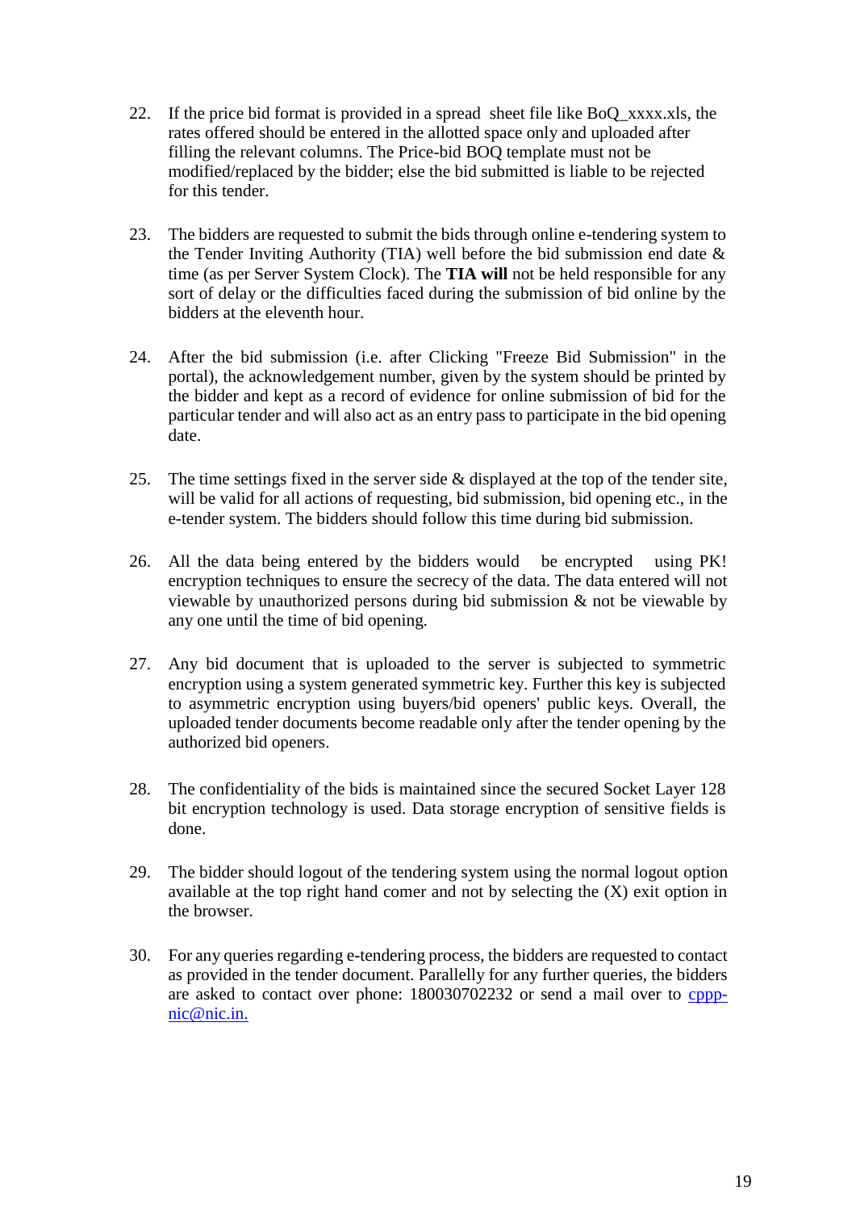22. If the price bid format is provided in a spread sheet file like BoQ_xxxx.xls, the rates offered should be entered in the allotted space only and uploaded after filling the relevant columns. The Price-bid BOQ template must not be modified/replaced by the bidder; else the bid submitted is liable to be rejected for this tender.

23. The bidders are requested to submit the bids through online e-tendering system to the Tender Inviting Authority (TIA) well before the bid submission end date & time (as per Server System Clock). The **TIA will** not be held responsible for any sort of delay or the difficulties faced during the submission of bid online by the bidders at the eleventh hour.

24. After the bid submission (i.e. after Clicking "Freeze Bid Submission" in the portal), the acknowledgement number, given by the system should be printed by the bidder and kept as a record of evidence for online submission of bid for the particular tender and will also act as an entry pass to participate in the bid opening date.

25. The time settings fixed in the server side & displayed at the top of the tender site, will be valid for all actions of requesting, bid submission, bid opening etc., in the e-tender system. The bidders should follow this time during bid submission.

26. All the data being entered by the bidders would be encrypted using PK! encryption techniques to ensure the secrecy of the data. The data entered will not viewable by unauthorized persons during bid submission & not be viewable by any one until the time of bid opening.

27. Any bid document that is uploaded to the server is subjected to symmetric encryption using a system generated symmetric key. Further this key is subjected to asymmetric encryption using buyers/bid openers' public keys. Overall, the uploaded tender documents become readable only after the tender opening by the authorized bid openers.

28. The confidentiality of the bids is maintained since the secured Socket Layer 128 bit encryption technology is used. Data storage encryption of sensitive fields is done.

29. The bidder should logout of the tendering system using the normal logout option available at the top right hand comer and not by selecting the (X) exit option in the browser.

30. For any queries regarding e-tendering process, the bidders are requested to contact as provided in the tender document. Parallelly for any further queries, the bidders are asked to contact over phone: 180030702232 or send a mail over to cppp-nic@nic.in.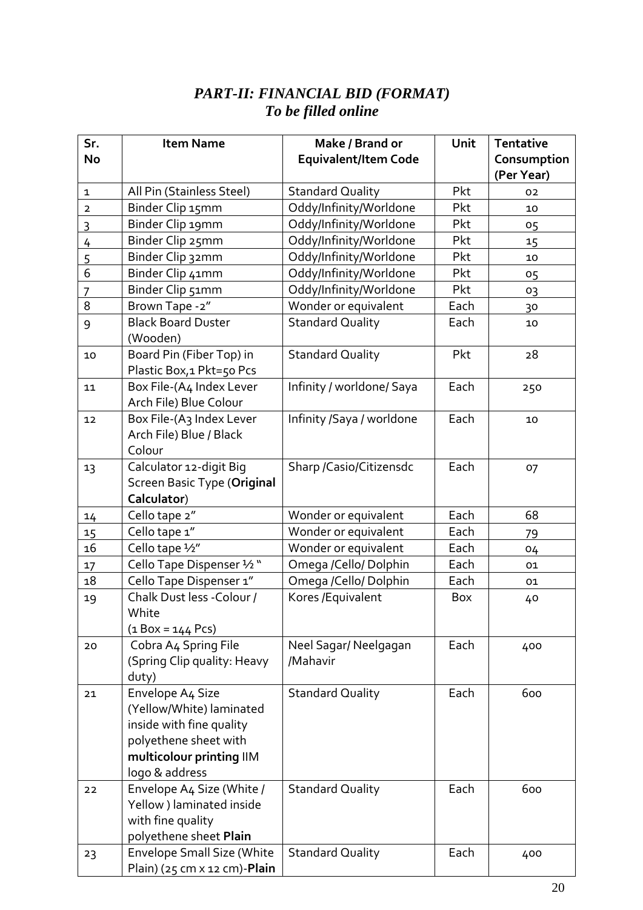## *PART-II: FINANCIAL BID (FORMAT)*
## *To be filled online*

| Sr. No | Item Name | Make / Brand or Equivalent/Item Code | Unit | Tentative Consumption (Per Year) |
|---|---|---|---|---|
| 1 | All Pin (Stainless Steel) | Standard Quality | Pkt | 02 |
| 2 | Binder Clip 15mm | Oddy/Infinity/Worldone | Pkt | 10 |
| 3 | Binder Clip 19mm | Oddy/Infinity/Worldone | Pkt | 05 |
| 4 | Binder Clip 25mm | Oddy/Infinity/Worldone | Pkt | 15 |
| 5 | Binder Clip 32mm | Oddy/Infinity/Worldone | Pkt | 10 |
| 6 | Binder Clip 41mm | Oddy/Infinity/Worldone | Pkt | 05 |
| 7 | Binder Clip 51mm | Oddy/Infinity/Worldone | Pkt | 03 |
| 8 | Brown Tape -2" | Wonder or equivalent | Each | 30 |
| 9 | Black Board Duster (Wooden) | Standard Quality | Each | 10 |
| 10 | Board Pin (Fiber Top) in Plastic Box,1 Pkt=50 Pcs | Standard Quality | Pkt | 28 |
| 11 | Box File-(A4 Index Lever Arch File) Blue Colour | Infinity / worldone/ Saya | Each | 250 |
| 12 | Box File-(A3 Index Lever Arch File) Blue / Black Colour | Infinity /Saya / worldone | Each | 10 |
| 13 | Calculator 12-digit Big Screen Basic Type (**Original Calculator**) | Sharp /Casio/Citizensdc | Each | 07 |
| 14 | Cello tape 2" | Wonder or equivalent | Each | 68 |
| 15 | Cello tape 1" | Wonder or equivalent | Each | 79 |
| 16 | Cello tape ½" | Wonder or equivalent | Each | 04 |
| 17 | Cello Tape Dispenser ½ " | Omega /Cello/ Dolphin | Each | 01 |
| 18 | Cello Tape Dispenser 1" | Omega /Cello/ Dolphin | Each | 01 |
| 19 | Chalk Dust less -Colour / White (1 Box = 144 Pcs) | Kores /Equivalent | Box | 40 |
| 20 | Cobra A4 Spring File (Spring Clip quality: Heavy duty) | Neel Sagar/ Neelgagan /Mahavir | Each | 400 |
| 21 | Envelope A4 Size (Yellow/White) laminated inside with fine quality polyethene sheet with **multicolour printing** IIM logo & address | Standard Quality | Each | 600 |
| 22 | Envelope A4 Size (White / Yellow ) laminated inside with fine quality polyethene sheet **Plain** | Standard Quality | Each | 600 |
| 23 | Envelope Small Size (White Plain) (25 cm x 12 cm)-**Plain** | Standard Quality | Each | 400 |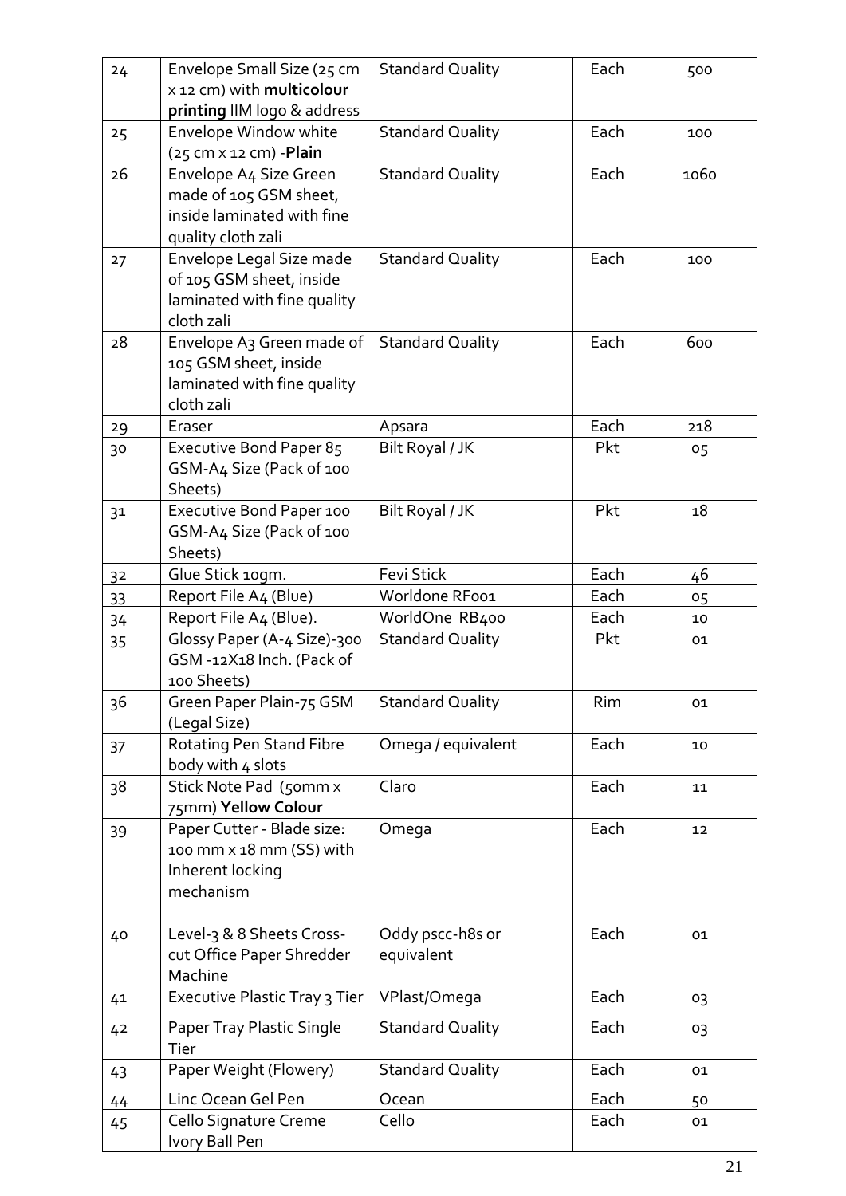| 24 | Envelope Small Size (25 cm x 12 cm) with **multicolour printing** IIM logo & address | Standard Quality | Each | 500 |
|---|---|---|---|---|
| 25 | Envelope Window white (25 cm x 12 cm) -**Plain** | Standard Quality | Each | 100 |
| 26 | Envelope A4 Size Green made of 105 GSM sheet, inside laminated with fine quality cloth zali | Standard Quality | Each | 1060 |
| 27 | Envelope Legal Size made of 105 GSM sheet, inside laminated with fine quality cloth zali | Standard Quality | Each | 100 |
| 28 | Envelope A3 Green made of 105 GSM sheet, inside laminated with fine quality cloth zali | Standard Quality | Each | 600 |
| 29 | Eraser | Apsara | Each | 218 |
| 30 | Executive Bond Paper 85 GSM-A4 Size (Pack of 100 Sheets) | Bilt Royal / JK | Pkt | 05 |
| 31 | Executive Bond Paper 100 GSM-A4 Size (Pack of 100 Sheets) | Bilt Royal / JK | Pkt | 18 |
| 32 | Glue Stick 10gm. | Fevi Stick | Each | 46 |
| 33 | Report File A4 (Blue) | Worldone RF001 | Each | 05 |
| 34 | Report File A4 (Blue). | WorldOne RB400 | Each | 10 |
| 35 | Glossy Paper (A-4 Size)-300 GSM -12X18 Inch. (Pack of 100 Sheets) | Standard Quality | Pkt | 01 |
| 36 | Green Paper Plain-75 GSM (Legal Size) | Standard Quality | Rim | 01 |
| 37 | Rotating Pen Stand Fibre body with 4 slots | Omega / equivalent | Each | 10 |
| 38 | Stick Note Pad (50mm x 75mm) **Yellow Colour** | Claro | Each | 11 |
| 39 | Paper Cutter - Blade size: 100 mm x 18 mm (SS) with Inherent locking mechanism | Omega | Each | 12 |
| 40 | Level-3 & 8 Sheets Cross-cut Office Paper Shredder Machine | Oddy pscc-h8s or equivalent | Each | 01 |
| 41 | Executive Plastic Tray 3 Tier | VPlast/Omega | Each | 03 |
| 42 | Paper Tray Plastic Single Tier | Standard Quality | Each | 03 |
| 43 | Paper Weight (Flowery) | Standard Quality | Each | 01 |
| 44 | Linc Ocean Gel Pen | Ocean | Each | 50 |
| 45 | Cello Signature Creme Ivory Ball Pen | Cello | Each | 01 |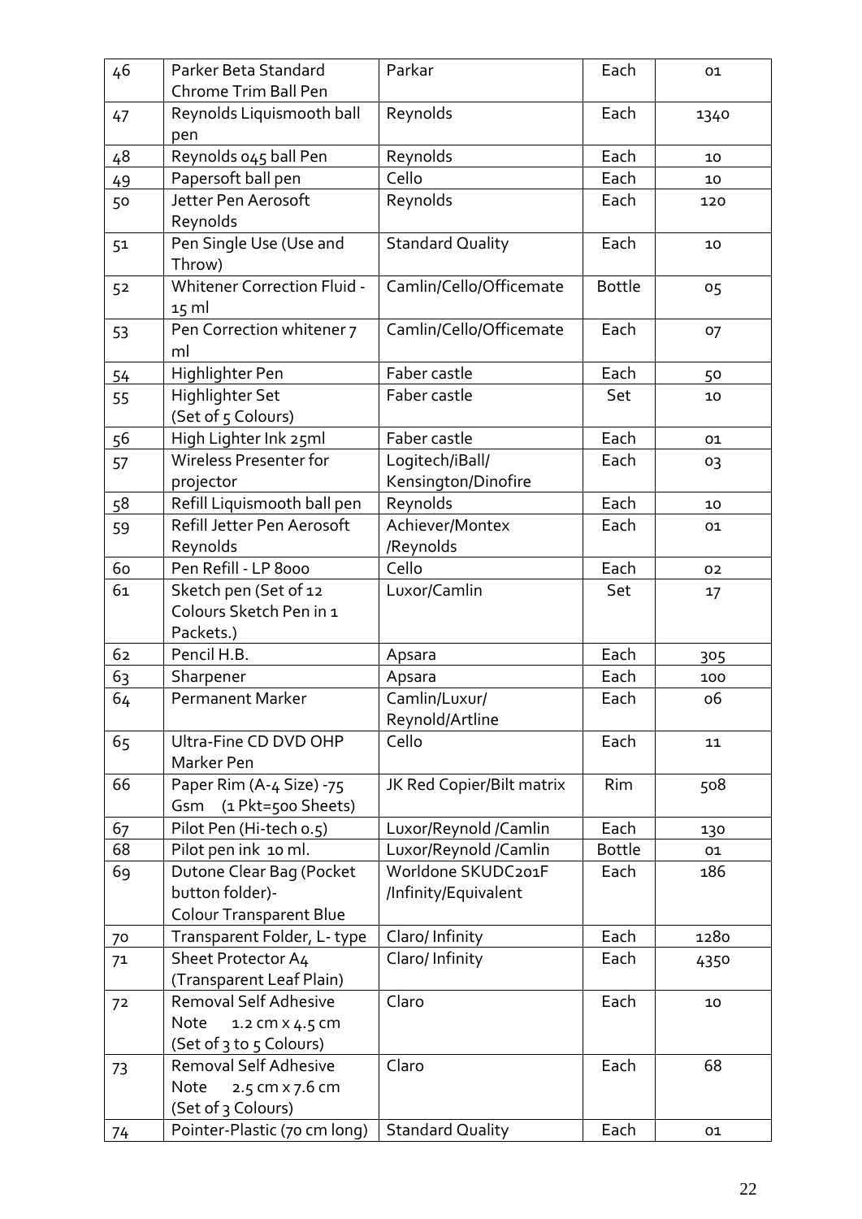| 46 | Parker Beta Standard Chrome Trim Ball Pen | Parkar | Each | 01 |
|---|---|---|---|---|
| 47 | Reynolds Liquismooth ball pen | Reynolds | Each | 1340 |
| 48 | Reynolds 045 ball Pen | Reynolds | Each | 10 |
| 49 | Papersoft ball pen | Cello | Each | 10 |
| 50 | Jetter Pen Aerosoft Reynolds | Reynolds | Each | 120 |
| 51 | Pen Single Use (Use and Throw) | Standard Quality | Each | 10 |
| 52 | Whitener Correction Fluid - 15 ml | Camlin/Cello/Officemate | Bottle | 05 |
| 53 | Pen Correction whitener 7 ml | Camlin/Cello/Officemate | Each | 07 |
| 54 | Highlighter Pen | Faber castle | Each | 50 |
| 55 | Highlighter Set (Set of 5 Colours) | Faber castle | Set | 10 |
| 56 | High Lighter Ink 25ml | Faber castle | Each | 01 |
| 57 | Wireless Presenter for projector | Logitech/iBall/ Kensington/Dinofire | Each | 03 |
| 58 | Refill Liquismooth ball pen | Reynolds | Each | 10 |
| 59 | Refill Jetter Pen Aerosoft Reynolds | Achiever/Montex /Reynolds | Each | 01 |
| 60 | Pen Refill - LP 8000 | Cello | Each | 02 |
| 61 | Sketch pen (Set of 12 Colours Sketch Pen in 1 Packets.) | Luxor/Camlin | Set | 17 |
| 62 | Pencil H.B. | Apsara | Each | 305 |
| 63 | Sharpener | Apsara | Each | 100 |
| 64 | Permanent Marker | Camlin/Luxur/ Reynold/Artline | Each | 06 |
| 65 | Ultra-Fine CD DVD OHP Marker Pen | Cello | Each | 11 |
| 66 | Paper Rim (A-4 Size) -75 Gsm (1 Pkt=500 Sheets) | JK Red Copier/Bilt matrix | Rim | 508 |
| 67 | Pilot Pen (Hi-tech 0.5) | Luxor/Reynold /Camlin | Each | 130 |
| 68 | Pilot pen ink 10 ml. | Luxor/Reynold /Camlin | Bottle | 01 |
| 69 | Dutone Clear Bag (Pocket button folder)- Colour Transparent Blue | Worldone SKUDC201F /Infinity/Equivalent | Each | 186 |
| 70 | Transparent Folder, L- type | Claro/ Infinity | Each | 1280 |
| 71 | Sheet Protector A4 (Transparent Leaf Plain) | Claro/ Infinity | Each | 4350 |
| 72 | Removal Self Adhesive Note 1.2 cm x 4.5 cm (Set of 3 to 5 Colours) | Claro | Each | 10 |
| 73 | Removal Self Adhesive Note 2.5 cm x 7.6 cm (Set of 3 Colours) | Claro | Each | 68 |
| 74 | Pointer-Plastic (70 cm long) | Standard Quality | Each | 01 |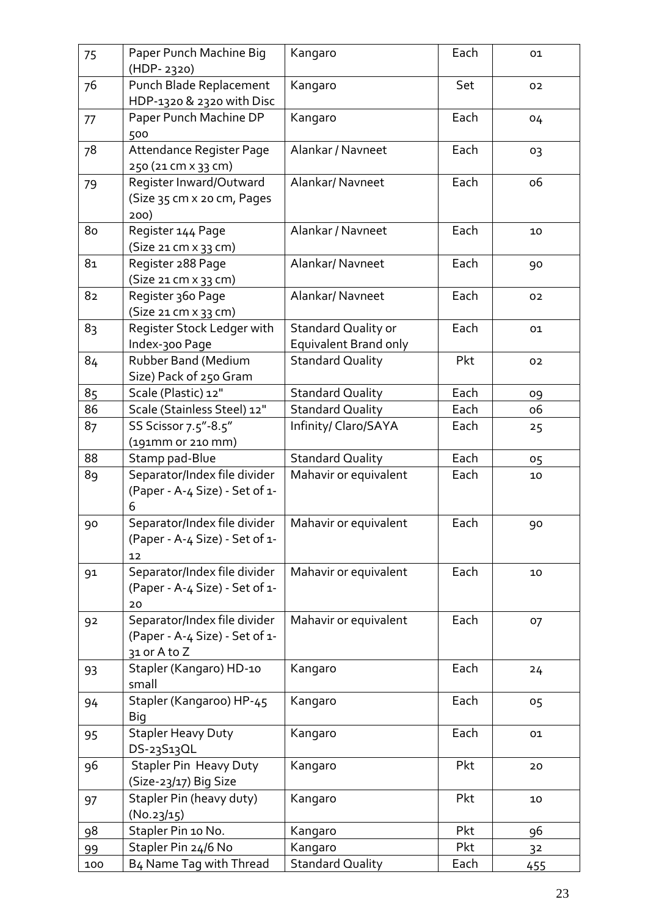| 75 | Paper Punch Machine Big (HDP- 2320) | Kangaro | Each | 01 |
|---|---|---|---|---|
| 76 | Punch Blade Replacement HDP-1320 & 2320 with Disc | Kangaro | Set | 02 |
| 77 | Paper Punch Machine DP 500 | Kangaro | Each | 04 |
| 78 | Attendance Register Page 250 (21 cm x 33 cm) | Alankar / Navneet | Each | 03 |
| 79 | Register Inward/Outward (Size 35 cm x 20 cm, Pages 200) | Alankar/ Navneet | Each | 06 |
| 80 | Register 144 Page (Size 21 cm x 33 cm) | Alankar / Navneet | Each | 10 |
| 81 | Register 288 Page (Size 21 cm x 33 cm) | Alankar/ Navneet | Each | 90 |
| 82 | Register 360 Page (Size 21 cm x 33 cm) | Alankar/ Navneet | Each | 02 |
| 83 | Register Stock Ledger with Index-300 Page | Standard Quality or Equivalent Brand only | Each | 01 |
| 84 | Rubber Band (Medium Size) Pack of 250 Gram | Standard Quality | Pkt | 02 |
| 85 | Scale (Plastic) 12" | Standard Quality | Each | 09 |
| 86 | Scale (Stainless Steel) 12" | Standard Quality | Each | 06 |
| 87 | SS Scissor 7.5"-8.5" (191mm or 210 mm) | Infinity/ Claro/SAYA | Each | 25 |
| 88 | Stamp pad-Blue | Standard Quality | Each | 05 |
| 89 | Separator/Index file divider (Paper - A-4 Size) - Set of 1-6 | Mahavir or equivalent | Each | 10 |
| 90 | Separator/Index file divider (Paper - A-4 Size) - Set of 1-12 | Mahavir or equivalent | Each | 90 |
| 91 | Separator/Index file divider (Paper - A-4 Size) - Set of 1-20 | Mahavir or equivalent | Each | 10 |
| 92 | Separator/Index file divider (Paper - A-4 Size) - Set of 1-31 or A to Z | Mahavir or equivalent | Each | 07 |
| 93 | Stapler (Kangaro) HD-10 small | Kangaro | Each | 24 |
| 94 | Stapler (Kangaroo) HP-45 Big | Kangaro | Each | 05 |
| 95 | Stapler Heavy Duty DS-23S13QL | Kangaro | Each | 01 |
| 96 | Stapler Pin Heavy Duty (Size-23/17) Big Size | Kangaro | Pkt | 20 |
| 97 | Stapler Pin (heavy duty) (No.23/15) | Kangaro | Pkt | 10 |
| 98 | Stapler Pin 10 No. | Kangaro | Pkt | 96 |
| 99 | Stapler Pin 24/6 No | Kangaro | Pkt | 32 |
| 100 | B4 Name Tag with Thread | Standard Quality | Each | 455 |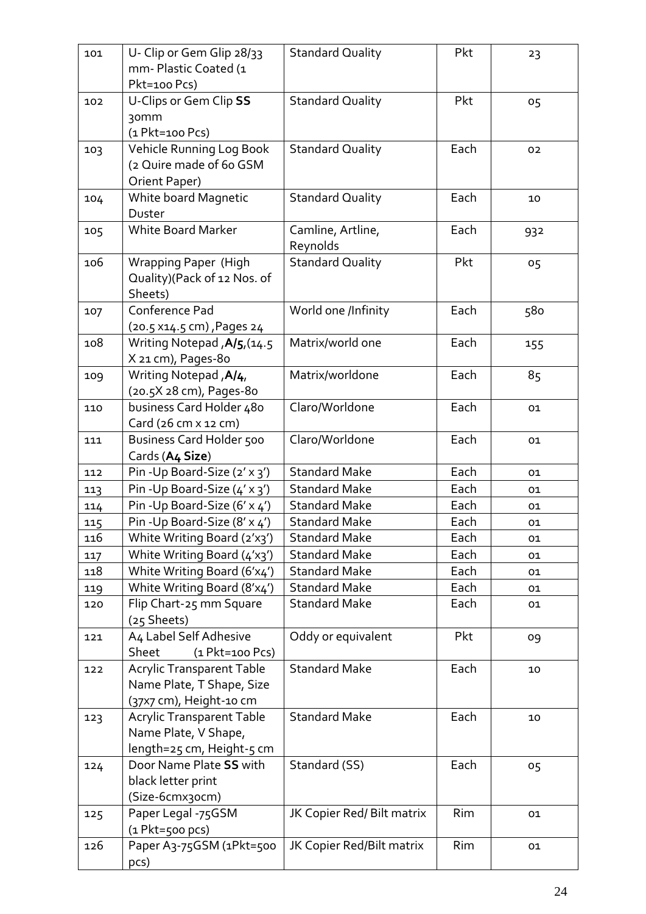| 101 | U- Clip or Gem Glip 28/33 mm- Plastic Coated (1 Pkt=100 Pcs) | Standard Quality | Pkt | 23 |
|---|---|---|---|---|
| 102 | U-Clips or Gem Clip **SS** 30mm (1 Pkt=100 Pcs) | Standard Quality | Pkt | 05 |
| 103 | Vehicle Running Log Book (2 Quire made of 60 GSM Orient Paper) | Standard Quality | Each | 02 |
| 104 | White board Magnetic Duster | Standard Quality | Each | 10 |
| 105 | White Board Marker | Camline, Artline, Reynolds | Each | 932 |
| 106 | Wrapping Paper (High Quality)(Pack of 12 Nos. of Sheets) | Standard Quality | Pkt | 05 |
| 107 | Conference Pad (20.5 x14.5 cm) ,Pages 24 | World one /Infinity | Each | 580 |
| 108 | Writing Notepad ,**A/5**,(14.5 X 21 cm), Pages-80 | Matrix/world one | Each | 155 |
| 109 | Writing Notepad ,**A/4**, (20.5X 28 cm), Pages-80 | Matrix/worldone | Each | 85 |
| 110 | business Card Holder 480 Card (26 cm x 12 cm) | Claro/Worldone | Each | 01 |
| 111 | Business Card Holder 500 Cards (**A4 Size**) | Claro/Worldone | Each | 01 |
| 112 | Pin -Up Board-Size (2' x 3') | Standard Make | Each | 01 |
| 113 | Pin -Up Board-Size (4' x 3') | Standard Make | Each | 01 |
| 114 | Pin -Up Board-Size (6' x 4') | Standard Make | Each | 01 |
| 115 | Pin -Up Board-Size (8' x 4') | Standard Make | Each | 01 |
| 116 | White Writing Board (2'x3') | Standard Make | Each | 01 |
| 117 | White Writing Board (4'x3') | Standard Make | Each | 01 |
| 118 | White Writing Board (6'x4') | Standard Make | Each | 01 |
| 119 | White Writing Board (8'x4') | Standard Make | Each | 01 |
| 120 | Flip Chart-25 mm Square (25 Sheets) | Standard Make | Each | 01 |
| 121 | A4 Label Self Adhesive Sheet (1 Pkt=100 Pcs) | Oddy or equivalent | Pkt | 09 |
| 122 | Acrylic Transparent Table Name Plate, T Shape, Size (37x7 cm), Height-10 cm | Standard Make | Each | 10 |
| 123 | Acrylic Transparent Table Name Plate, V Shape, length=25 cm, Height-5 cm | Standard Make | Each | 10 |
| 124 | Door Name Plate **SS** with black letter print (Size-6cmx30cm) | Standard (SS) | Each | 05 |
| 125 | Paper Legal -75GSM (1 Pkt=500 pcs) | JK Copier Red/ Bilt matrix | Rim | 01 |
| 126 | Paper A3-75GSM (1Pkt=500 pcs) | JK Copier Red/Bilt matrix | Rim | 01 |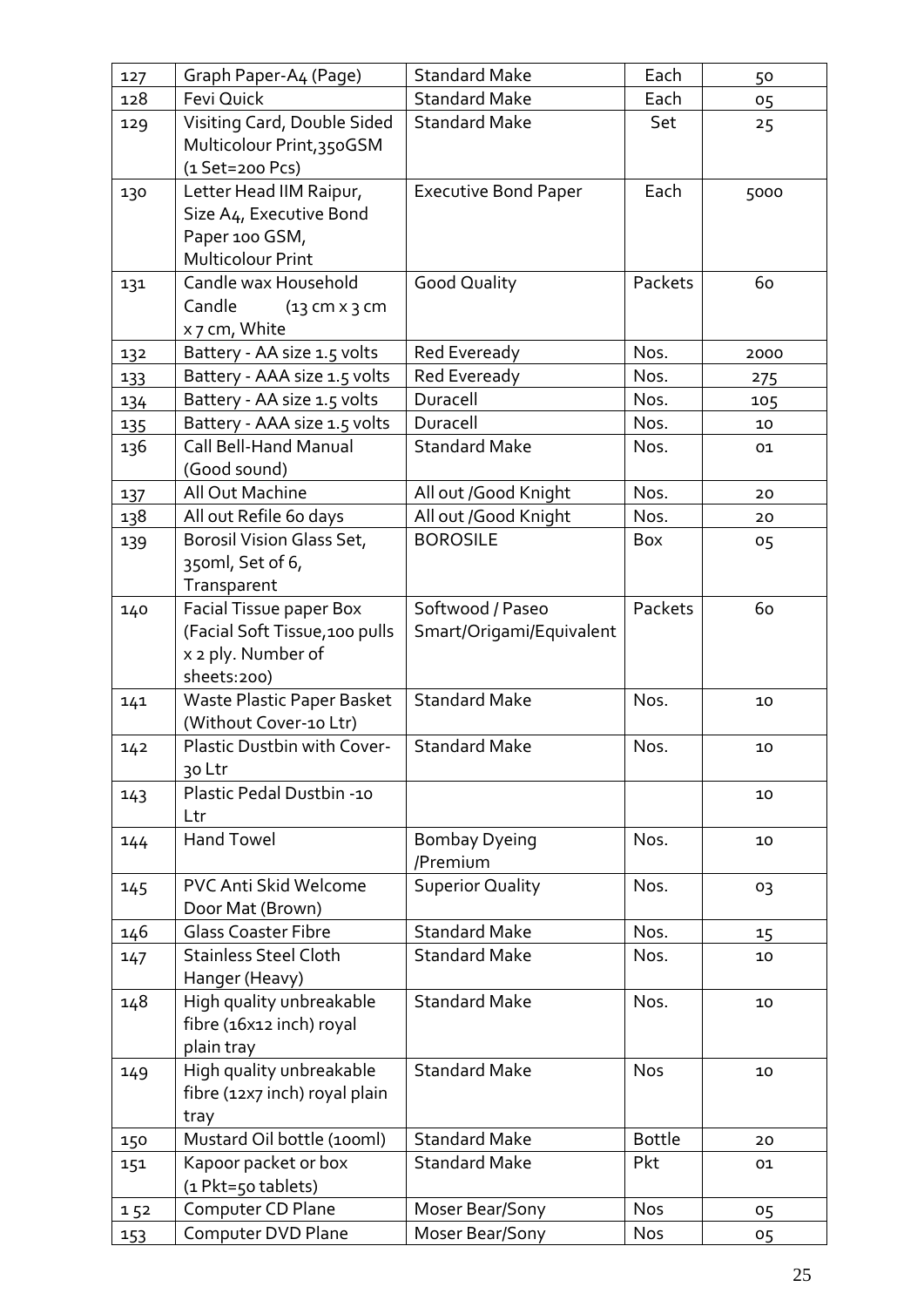| 127 | Graph Paper-A4 (Page) | Standard Make | Each | 50 |
|---|---|---|---|---|
| 128 | Fevi Quick | Standard Make | Each | 05 |
| 129 | Visiting Card, Double Sided Multicolour Print,350GSM (1 Set=200 Pcs) | Standard Make | Set | 25 |
| 130 | Letter Head IIM Raipur, Size A4, Executive Bond Paper 100 GSM, Multicolour Print | Executive Bond Paper | Each | 5000 |
| 131 | Candle wax Household Candle (13 cm x 3 cm x 7 cm, White | Good Quality | Packets | 60 |
| 132 | Battery - AA size 1.5 volts | Red Eveready | Nos. | 2000 |
| 133 | Battery - AAA size 1.5 volts | Red Eveready | Nos. | 275 |
| 134 | Battery - AA size 1.5 volts | Duracell | Nos. | 105 |
| 135 | Battery - AAA size 1.5 volts | Duracell | Nos. | 10 |
| 136 | Call Bell-Hand Manual (Good sound) | Standard Make | Nos. | 01 |
| 137 | All Out Machine | All out /Good Knight | Nos. | 20 |
| 138 | All out Refile 60 days | All out /Good Knight | Nos. | 20 |
| 139 | Borosil Vision Glass Set, 350ml, Set of 6, Transparent | BOROSILE | Box | 05 |
| 140 | Facial Tissue paper Box (Facial Soft Tissue,100 pulls x 2 ply. Number of sheets:200) | Softwood / Paseo Smart/Origami/Equivalent | Packets | 60 |
| 141 | Waste Plastic Paper Basket (Without Cover-10 Ltr) | Standard Make | Nos. | 10 |
| 142 | Plastic Dustbin with Cover-30 Ltr | Standard Make | Nos. | 10 |
| 143 | Plastic Pedal Dustbin -10 Ltr | | | 10 |
| 144 | Hand Towel | Bombay Dyeing /Premium | Nos. | 10 |
| 145 | PVC Anti Skid Welcome Door Mat (Brown) | Superior Quality | Nos. | 03 |
| 146 | Glass Coaster Fibre | Standard Make | Nos. | 15 |
| 147 | Stainless Steel Cloth Hanger (Heavy) | Standard Make | Nos. | 10 |
| 148 | High quality unbreakable fibre (16x12 inch) royal plain tray | Standard Make | Nos. | 10 |
| 149 | High quality unbreakable fibre (12x7 inch) royal plain tray | Standard Make | Nos | 10 |
| 150 | Mustard Oil bottle (100ml) | Standard Make | Bottle | 20 |
| 151 | Kapoor packet or box (1 Pkt=50 tablets) | Standard Make | Pkt | 01 |
| 152 | Computer CD Plane | Moser Bear/Sony | Nos | 05 |
| 153 | Computer DVD Plane | Moser Bear/Sony | Nos | 05 |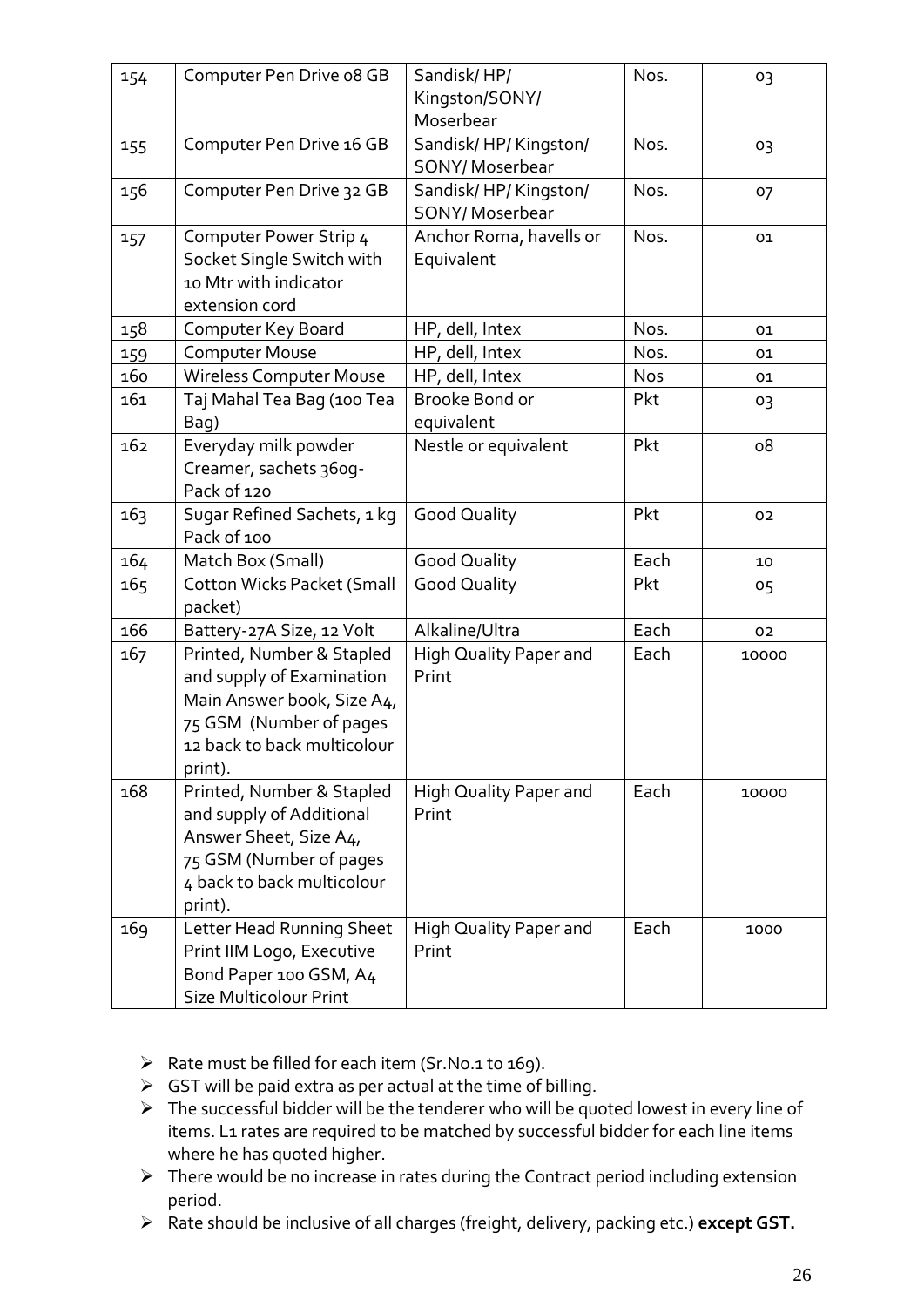| 154 | Computer Pen Drive 08 GB | Sandisk/ HP/ Kingston/SONY/ Moserbear | Nos. | 03 |
|---|---|---|---|---|
| 155 | Computer Pen Drive 16 GB | Sandisk/ HP/ Kingston/ SONY/ Moserbear | Nos. | 03 |
| 156 | Computer Pen Drive 32 GB | Sandisk/ HP/ Kingston/ SONY/ Moserbear | Nos. | 07 |
| 157 | Computer Power Strip 4 Socket Single Switch with 10 Mtr with indicator extension cord | Anchor Roma, havells or Equivalent | Nos. | 01 |
| 158 | Computer Key Board | HP, dell, Intex | Nos. | 01 |
| 159 | Computer Mouse | HP, dell, Intex | Nos. | 01 |
| 160 | Wireless Computer Mouse | HP, dell, Intex | Nos | 01 |
| 161 | Taj Mahal Tea Bag (100 Tea Bag) | Brooke Bond or equivalent | Pkt | 03 |
| 162 | Everyday milk powder Creamer, sachets 360g- Pack of 120 | Nestle or equivalent | Pkt | 08 |
| 163 | Sugar Refined Sachets, 1 kg Pack of 100 | Good Quality | Pkt | 02 |
| 164 | Match Box (Small) | Good Quality | Each | 10 |
| 165 | Cotton Wicks Packet (Small packet) | Good Quality | Pkt | 05 |
| 166 | Battery-27A Size, 12 Volt | Alkaline/Ultra | Each | 02 |
| 167 | Printed, Number & Stapled and supply of Examination Main Answer book, Size A4, 75 GSM (Number of pages 12 back to back multicolour print). | High Quality Paper and Print | Each | 10000 |
| 168 | Printed, Number & Stapled and supply of Additional Answer Sheet, Size A4, 75 GSM (Number of pages 4 back to back multicolour print). | High Quality Paper and Print | Each | 10000 |
| 169 | Letter Head Running Sheet Print IIM Logo, Executive Bond Paper 100 GSM, A4 Size Multicolour Print | High Quality Paper and Print | Each | 1000 |

- Rate must be filled for each item (Sr.No.1 to 169).
- GST will be paid extra as per actual at the time of billing.
- The successful bidder will be the tenderer who will be quoted lowest in every line of items. L1 rates are required to be matched by successful bidder for each line items where he has quoted higher.
- There would be no increase in rates during the Contract period including extension period.
- Rate should be inclusive of all charges (freight, delivery, packing etc.) **except GST.**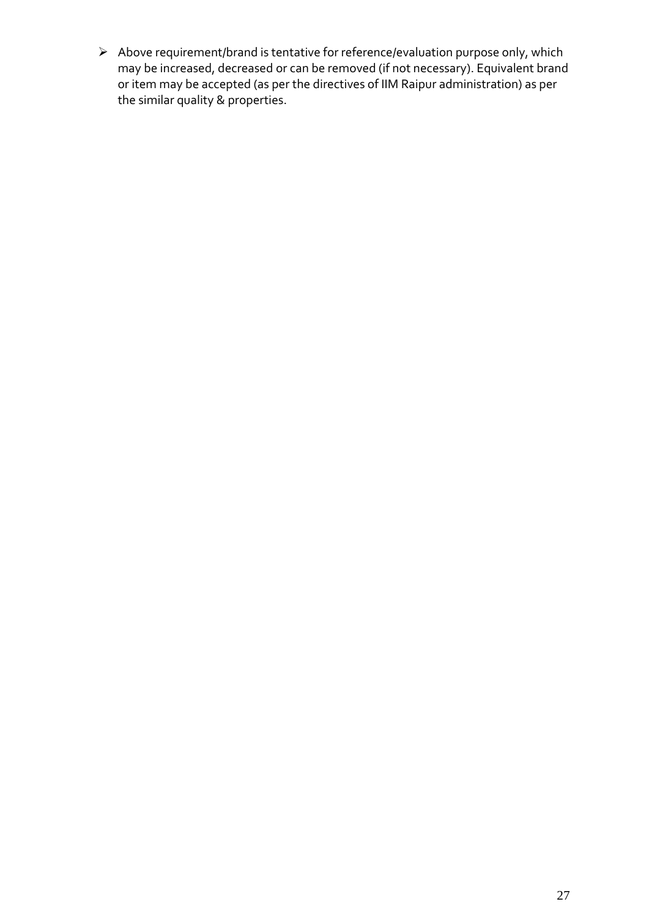- Above requirement/brand is tentative for reference/evaluation purpose only, which may be increased, decreased or can be removed (if not necessary). Equivalent brand or item may be accepted (as per the directives of IIM Raipur administration) as per the similar quality & properties.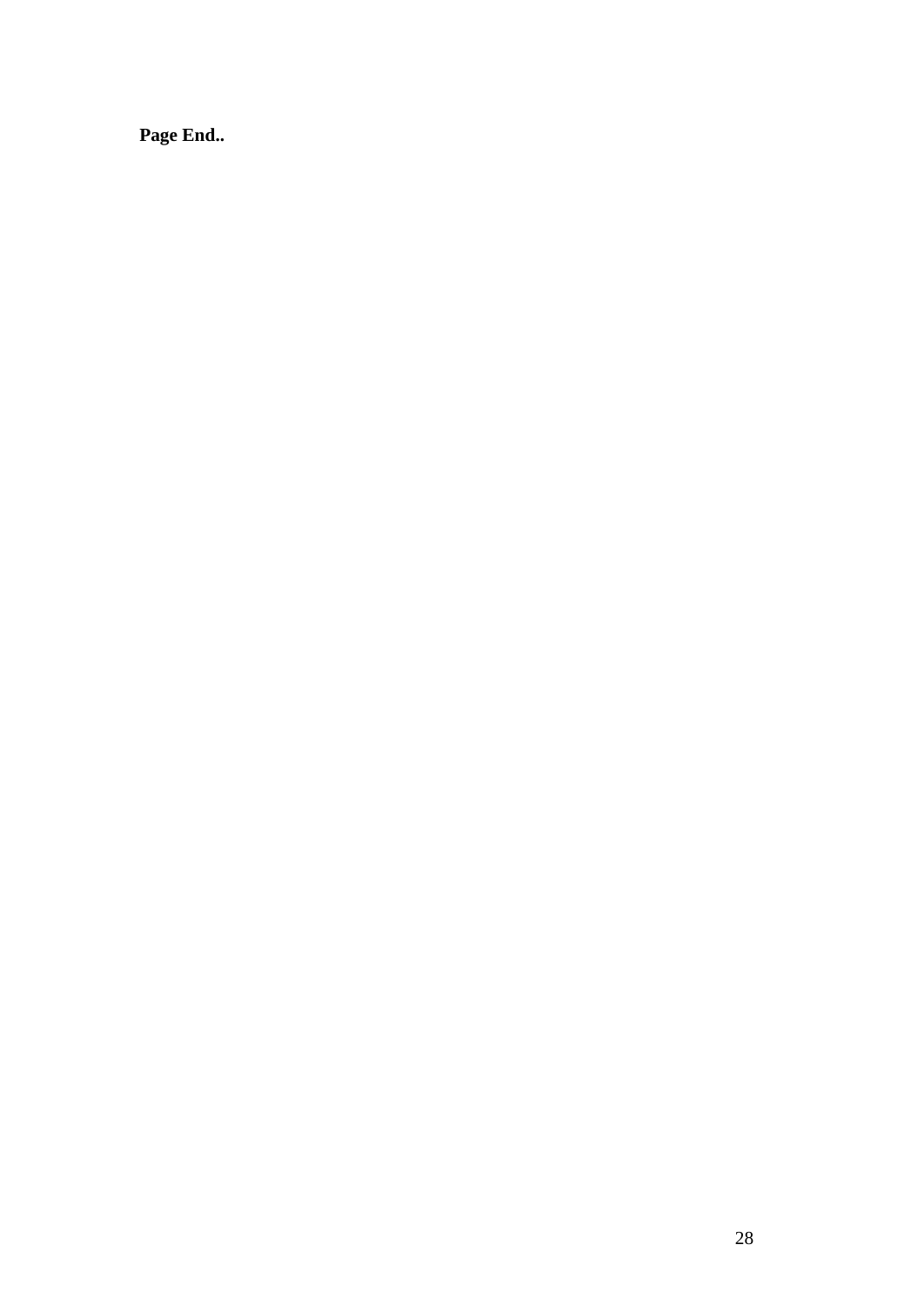**Page End..**